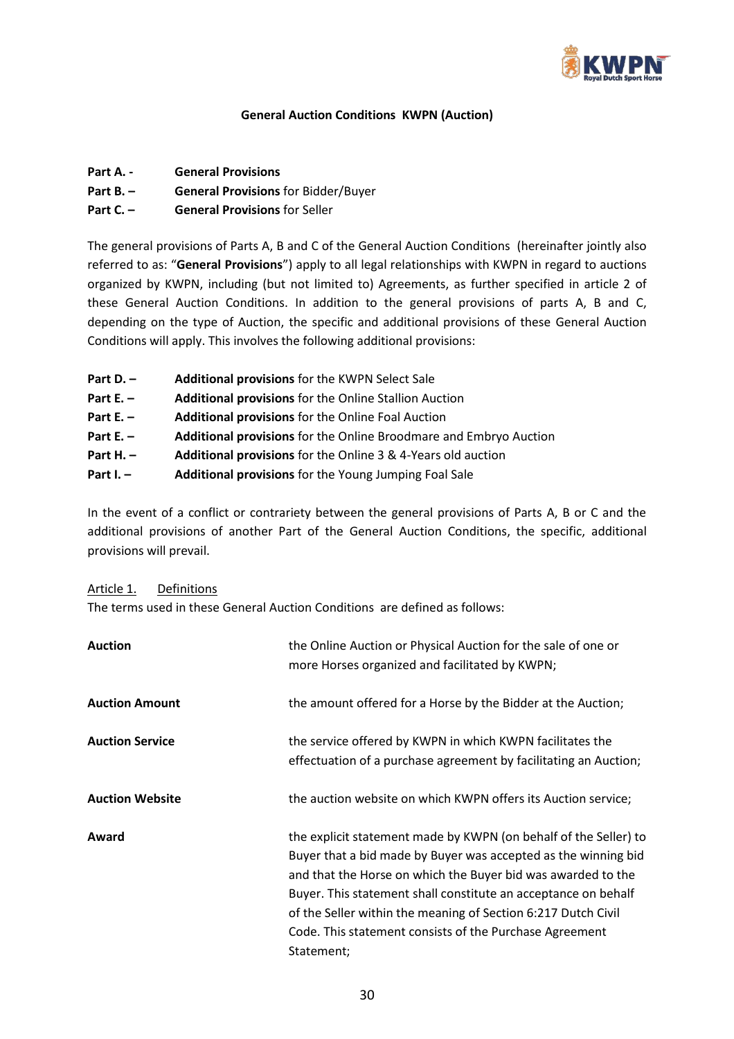# General Auction Conditions KWPN (Auction)

**Part A. -** **General Provisions**
**Part B. –** **General Provisions** for Bidder/Buyer
**Part C. –** **General Provisions** for Seller

The general provisions of Parts A, B and C of the General Auction Conditions (hereinafter jointly also referred to as: "**General Provisions**") apply to all legal relationships with KWPN in regard to auctions organized by KWPN, including (but not limited to) Agreements, as further specified in article 2 of these General Auction Conditions. In addition to the general provisions of parts A, B and C, depending on the type of Auction, the specific and additional provisions of these General Auction Conditions will apply. This involves the following additional provisions:

**Part D. –** **Additional provisions** for the KWPN Select Sale
**Part E. –** **Additional provisions** for the Online Stallion Auction
**Part E. –** **Additional provisions** for the Online Foal Auction
**Part E. –** **Additional provisions** for the Online Broodmare and Embryo Auction
**Part H. –** **Additional provisions** for the Online 3 & 4-Years old auction
**Part I. –** **Additional provisions** for the Young Jumping Foal Sale

In the event of a conflict or contrariety between the general provisions of Parts A, B or C and the additional provisions of another Part of the General Auction Conditions, the specific, additional provisions will prevail.

## Article 1. Definitions

The terms used in these General Auction Conditions are defined as follows:

**Auction** – the Online Auction or Physical Auction for the sale of one or more Horses organized and facilitated by KWPN;

**Auction Amount** – the amount offered for a Horse by the Bidder at the Auction;

**Auction Service** – the service offered by KWPN in which KWPN facilitates the effectuation of a purchase agreement by facilitating an Auction;

**Auction Website** – the auction website on which KWPN offers its Auction service;

**Award** – the explicit statement made by KWPN (on behalf of the Seller) to Buyer that a bid made by Buyer was accepted as the winning bid and that the Horse on which the Buyer bid was awarded to the Buyer. This statement shall constitute an acceptance on behalf of the Seller within the meaning of Section 6:217 Dutch Civil Code. This statement consists of the Purchase Agreement Statement;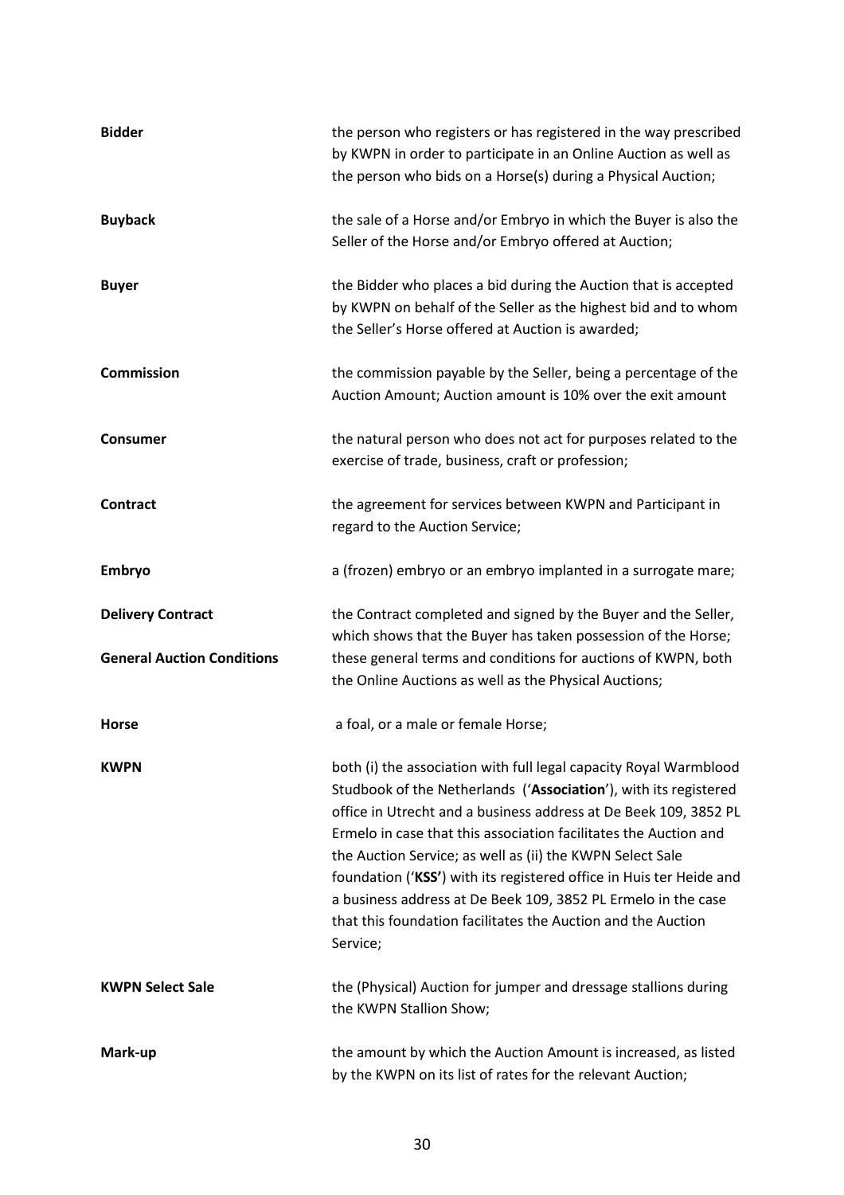| | |
|---|---|
| **Bidder** | the person who registers or has registered in the way prescribed by KWPN in order to participate in an Online Auction as well as the person who bids on a Horse(s) during a Physical Auction; |
| **Buyback** | the sale of a Horse and/or Embryo in which the Buyer is also the Seller of the Horse and/or Embryo offered at Auction; |
| **Buyer** | the Bidder who places a bid during the Auction that is accepted by KWPN on behalf of the Seller as the highest bid and to whom the Seller's Horse offered at Auction is awarded; |
| **Commission** | the commission payable by the Seller, being a percentage of the Auction Amount; Auction amount is 10% over the exit amount |
| **Consumer** | the natural person who does not act for purposes related to the exercise of trade, business, craft or profession; |
| **Contract** | the agreement for services between KWPN and Participant in regard to the Auction Service; |
| **Embryo** | a (frozen) embryo or an embryo implanted in a surrogate mare; |
| **Delivery Contract** | the Contract completed and signed by the Buyer and the Seller, which shows that the Buyer has taken possession of the Horse; |
| **General Auction Conditions** | these general terms and conditions for auctions of KWPN, both the Online Auctions as well as the Physical Auctions; |
| **Horse** | a foal, or a male or female Horse; |
| **KWPN** | both (i) the association with full legal capacity Royal Warmblood Studbook of the Netherlands ('**Association**'), with its registered office in Utrecht and a business address at De Beek 109, 3852 PL Ermelo in case that this association facilitates the Auction and the Auction Service; as well as (ii) the KWPN Select Sale foundation ('**KSS'**) with its registered office in Huis ter Heide and a business address at De Beek 109, 3852 PL Ermelo in the case that this foundation facilitates the Auction and the Auction Service; |
| **KWPN Select Sale** | the (Physical) Auction for jumper and dressage stallions during the KWPN Stallion Show; |
| **Mark-up** | the amount by which the Auction Amount is increased, as listed by the KWPN on its list of rates for the relevant Auction; |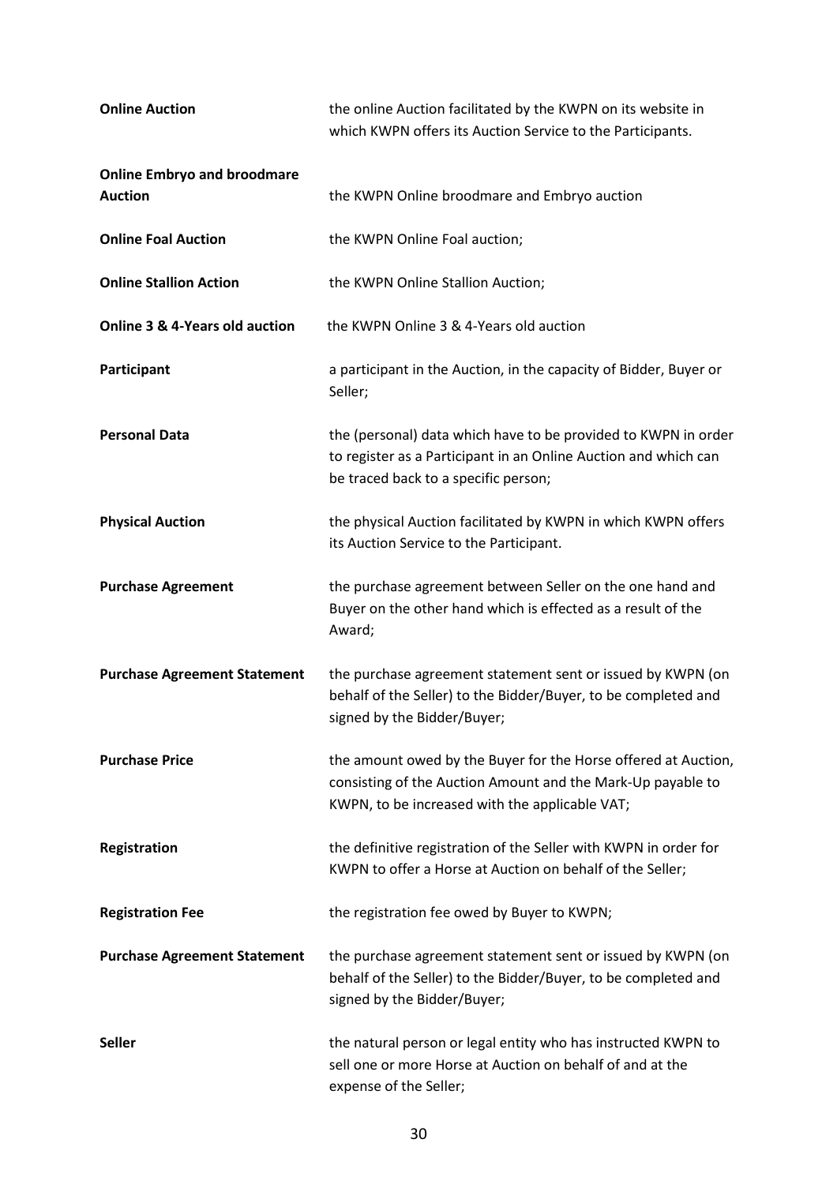| | |
|---|---|
| **Online Auction** | the online Auction facilitated by the KWPN on its website in which KWPN offers its Auction Service to the Participants. |
| **Online Embryo and broodmare Auction** | the KWPN Online broodmare and Embryo auction |
| **Online Foal Auction** | the KWPN Online Foal auction; |
| **Online Stallion Action** | the KWPN Online Stallion Auction; |
| **Online 3 & 4-Years old auction** | the KWPN Online 3 & 4-Years old auction |
| **Participant** | a participant in the Auction, in the capacity of Bidder, Buyer or Seller; |
| **Personal Data** | the (personal) data which have to be provided to KWPN in order to register as a Participant in an Online Auction and which can be traced back to a specific person; |
| **Physical Auction** | the physical Auction facilitated by KWPN in which KWPN offers its Auction Service to the Participant. |
| **Purchase Agreement** | the purchase agreement between Seller on the one hand and Buyer on the other hand which is effected as a result of the Award; |
| **Purchase Agreement Statement** | the purchase agreement statement sent or issued by KWPN (on behalf of the Seller) to the Bidder/Buyer, to be completed and signed by the Bidder/Buyer; |
| **Purchase Price** | the amount owed by the Buyer for the Horse offered at Auction, consisting of the Auction Amount and the Mark-Up payable to KWPN, to be increased with the applicable VAT; |
| **Registration** | the definitive registration of the Seller with KWPN in order for KWPN to offer a Horse at Auction on behalf of the Seller; |
| **Registration Fee** | the registration fee owed by Buyer to KWPN; |
| **Purchase Agreement Statement** | the purchase agreement statement sent or issued by KWPN (on behalf of the Seller) to the Bidder/Buyer, to be completed and signed by the Bidder/Buyer; |
| **Seller** | the natural person or legal entity who has instructed KWPN to sell one or more Horse at Auction on behalf of and at the expense of the Seller; |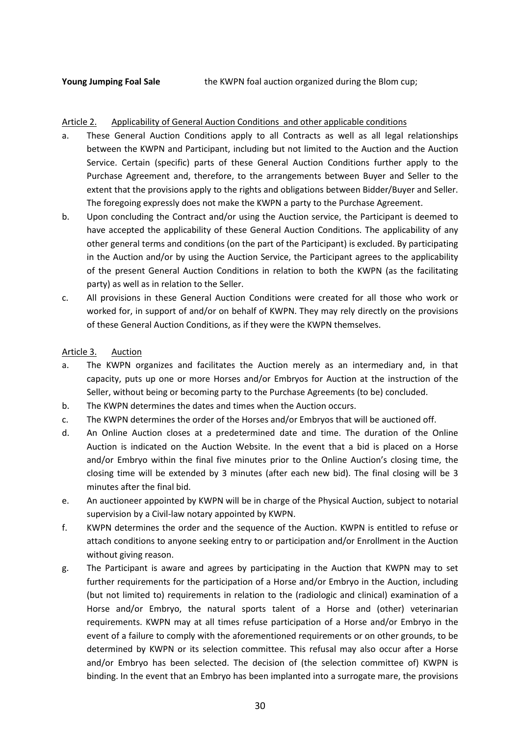**Young Jumping Foal Sale** the KWPN foal auction organized during the Blom cup;

Article 2. Applicability of General Auction Conditions and other applicable conditions

a. These General Auction Conditions apply to all Contracts as well as all legal relationships between the KWPN and Participant, including but not limited to the Auction and the Auction Service. Certain (specific) parts of these General Auction Conditions further apply to the Purchase Agreement and, therefore, to the arrangements between Buyer and Seller to the extent that the provisions apply to the rights and obligations between Bidder/Buyer and Seller. The foregoing expressly does not make the KWPN a party to the Purchase Agreement.
b. Upon concluding the Contract and/or using the Auction service, the Participant is deemed to have accepted the applicability of these General Auction Conditions. The applicability of any other general terms and conditions (on the part of the Participant) is excluded. By participating in the Auction and/or by using the Auction Service, the Participant agrees to the applicability of the present General Auction Conditions in relation to both the KWPN (as the facilitating party) as well as in relation to the Seller.
c. All provisions in these General Auction Conditions were created for all those who work or worked for, in support of and/or on behalf of KWPN. They may rely directly on the provisions of these General Auction Conditions, as if they were the KWPN themselves.

Article 3. Auction

a. The KWPN organizes and facilitates the Auction merely as an intermediary and, in that capacity, puts up one or more Horses and/or Embryos for Auction at the instruction of the Seller, without being or becoming party to the Purchase Agreements (to be) concluded.
b. The KWPN determines the dates and times when the Auction occurs.
c. The KWPN determines the order of the Horses and/or Embryos that will be auctioned off.
d. An Online Auction closes at a predetermined date and time. The duration of the Online Auction is indicated on the Auction Website. In the event that a bid is placed on a Horse and/or Embryo within the final five minutes prior to the Online Auction's closing time, the closing time will be extended by 3 minutes (after each new bid). The final closing will be 3 minutes after the final bid.
e. An auctioneer appointed by KWPN will be in charge of the Physical Auction, subject to notarial supervision by a Civil-law notary appointed by KWPN.
f. KWPN determines the order and the sequence of the Auction. KWPN is entitled to refuse or attach conditions to anyone seeking entry to or participation and/or Enrollment in the Auction without giving reason.
g. The Participant is aware and agrees by participating in the Auction that KWPN may to set further requirements for the participation of a Horse and/or Embryo in the Auction, including (but not limited to) requirements in relation to the (radiologic and clinical) examination of a Horse and/or Embryo, the natural sports talent of a Horse and (other) veterinarian requirements. KWPN may at all times refuse participation of a Horse and/or Embryo in the event of a failure to comply with the aforementioned requirements or on other grounds, to be determined by KWPN or its selection committee. This refusal may also occur after a Horse and/or Embryo has been selected. The decision of (the selection committee of) KWPN is binding. In the event that an Embryo has been implanted into a surrogate mare, the provisions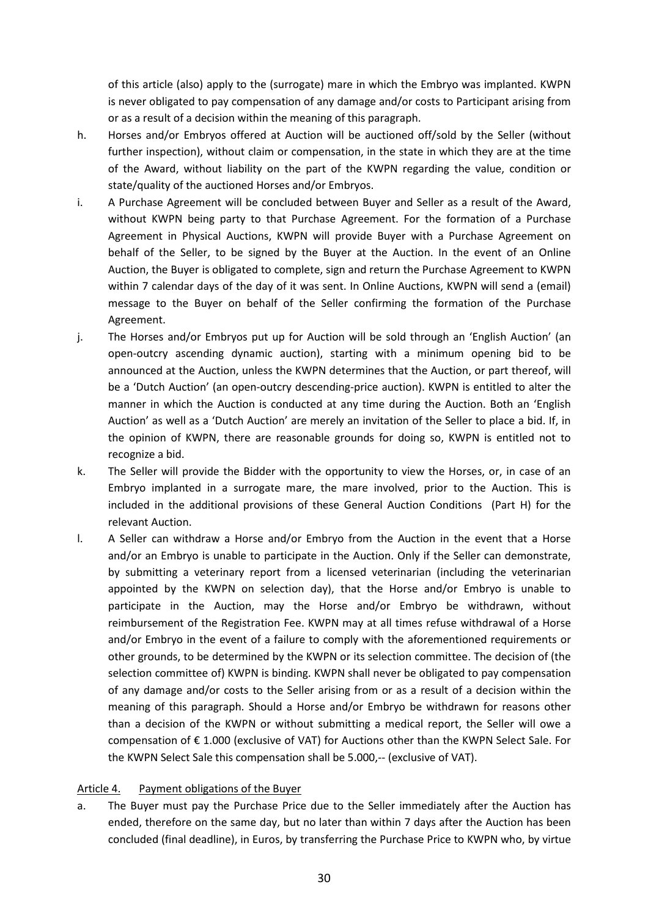of this article (also) apply to the (surrogate) mare in which the Embryo was implanted. KWPN is never obligated to pay compensation of any damage and/or costs to Participant arising from or as a result of a decision within the meaning of this paragraph.

h. Horses and/or Embryos offered at Auction will be auctioned off/sold by the Seller (without further inspection), without claim or compensation, in the state in which they are at the time of the Award, without liability on the part of the KWPN regarding the value, condition or state/quality of the auctioned Horses and/or Embryos.

i. A Purchase Agreement will be concluded between Buyer and Seller as a result of the Award, without KWPN being party to that Purchase Agreement. For the formation of a Purchase Agreement in Physical Auctions, KWPN will provide Buyer with a Purchase Agreement on behalf of the Seller, to be signed by the Buyer at the Auction. In the event of an Online Auction, the Buyer is obligated to complete, sign and return the Purchase Agreement to KWPN within 7 calendar days of the day of it was sent. In Online Auctions, KWPN will send a (email) message to the Buyer on behalf of the Seller confirming the formation of the Purchase Agreement.

j. The Horses and/or Embryos put up for Auction will be sold through an 'English Auction' (an open-outcry ascending dynamic auction), starting with a minimum opening bid to be announced at the Auction, unless the KWPN determines that the Auction, or part thereof, will be a 'Dutch Auction' (an open-outcry descending-price auction). KWPN is entitled to alter the manner in which the Auction is conducted at any time during the Auction. Both an 'English Auction' as well as a 'Dutch Auction' are merely an invitation of the Seller to place a bid. If, in the opinion of KWPN, there are reasonable grounds for doing so, KWPN is entitled not to recognize a bid.

k. The Seller will provide the Bidder with the opportunity to view the Horses, or, in case of an Embryo implanted in a surrogate mare, the mare involved, prior to the Auction. This is included in the additional provisions of these General Auction Conditions (Part H) for the relevant Auction.

l. A Seller can withdraw a Horse and/or Embryo from the Auction in the event that a Horse and/or an Embryo is unable to participate in the Auction. Only if the Seller can demonstrate, by submitting a veterinary report from a licensed veterinarian (including the veterinarian appointed by the KWPN on selection day), that the Horse and/or Embryo is unable to participate in the Auction, may the Horse and/or Embryo be withdrawn, without reimbursement of the Registration Fee. KWPN may at all times refuse withdrawal of a Horse and/or Embryo in the event of a failure to comply with the aforementioned requirements or other grounds, to be determined by the KWPN or its selection committee. The decision of (the selection committee of) KWPN is binding. KWPN shall never be obligated to pay compensation of any damage and/or costs to the Seller arising from or as a result of a decision within the meaning of this paragraph. Should a Horse and/or Embryo be withdrawn for reasons other than a decision of the KWPN or without submitting a medical report, the Seller will owe a compensation of € 1.000 (exclusive of VAT) for Auctions other than the KWPN Select Sale. For the KWPN Select Sale this compensation shall be 5.000,-- (exclusive of VAT).

Article 4. Payment obligations of the Buyer

a. The Buyer must pay the Purchase Price due to the Seller immediately after the Auction has ended, therefore on the same day, but no later than within 7 days after the Auction has been concluded (final deadline), in Euros, by transferring the Purchase Price to KWPN who, by virtue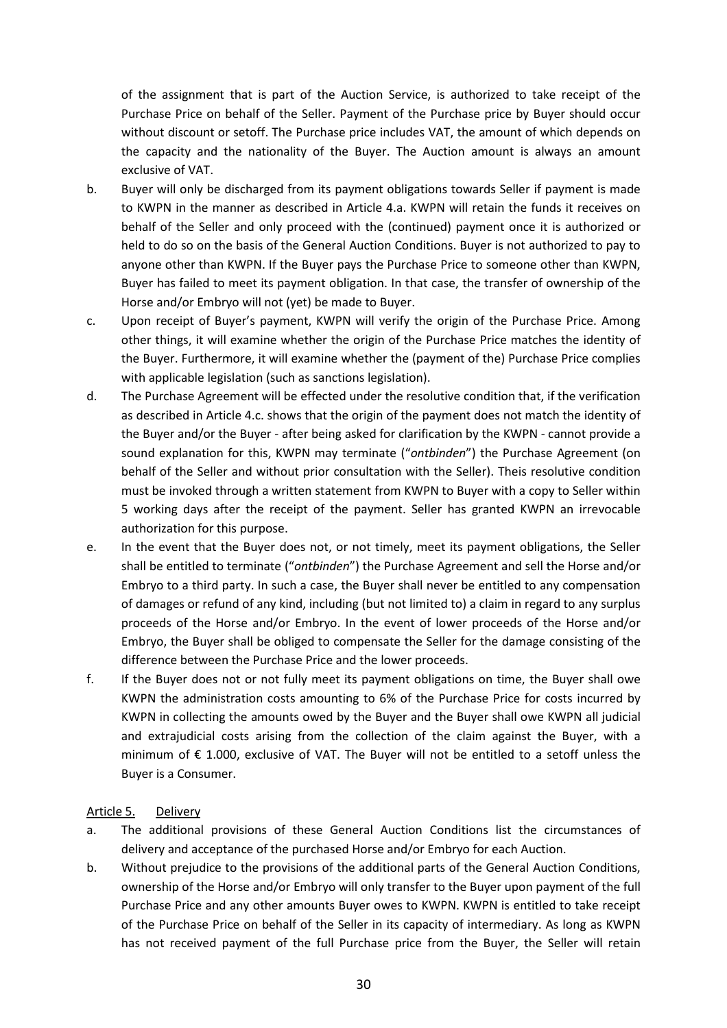of the assignment that is part of the Auction Service, is authorized to take receipt of the Purchase Price on behalf of the Seller. Payment of the Purchase price by Buyer should occur without discount or setoff. The Purchase price includes VAT, the amount of which depends on the capacity and the nationality of the Buyer. The Auction amount is always an amount exclusive of VAT.

b. Buyer will only be discharged from its payment obligations towards Seller if payment is made to KWPN in the manner as described in Article 4.a. KWPN will retain the funds it receives on behalf of the Seller and only proceed with the (continued) payment once it is authorized or held to do so on the basis of the General Auction Conditions. Buyer is not authorized to pay to anyone other than KWPN. If the Buyer pays the Purchase Price to someone other than KWPN, Buyer has failed to meet its payment obligation. In that case, the transfer of ownership of the Horse and/or Embryo will not (yet) be made to Buyer.

c. Upon receipt of Buyer's payment, KWPN will verify the origin of the Purchase Price. Among other things, it will examine whether the origin of the Purchase Price matches the identity of the Buyer. Furthermore, it will examine whether the (payment of the) Purchase Price complies with applicable legislation (such as sanctions legislation).

d. The Purchase Agreement will be effected under the resolutive condition that, if the verification as described in Article 4.c. shows that the origin of the payment does not match the identity of the Buyer and/or the Buyer - after being asked for clarification by the KWPN - cannot provide a sound explanation for this, KWPN may terminate ("*ontbinden*") the Purchase Agreement (on behalf of the Seller and without prior consultation with the Seller). Theis resolutive condition must be invoked through a written statement from KWPN to Buyer with a copy to Seller within 5 working days after the receipt of the payment. Seller has granted KWPN an irrevocable authorization for this purpose.

e. In the event that the Buyer does not, or not timely, meet its payment obligations, the Seller shall be entitled to terminate ("*ontbinden*") the Purchase Agreement and sell the Horse and/or Embryo to a third party. In such a case, the Buyer shall never be entitled to any compensation of damages or refund of any kind, including (but not limited to) a claim in regard to any surplus proceeds of the Horse and/or Embryo. In the event of lower proceeds of the Horse and/or Embryo, the Buyer shall be obliged to compensate the Seller for the damage consisting of the difference between the Purchase Price and the lower proceeds.

f. If the Buyer does not or not fully meet its payment obligations on time, the Buyer shall owe KWPN the administration costs amounting to 6% of the Purchase Price for costs incurred by KWPN in collecting the amounts owed by the Buyer and the Buyer shall owe KWPN all judicial and extrajudicial costs arising from the collection of the claim against the Buyer, with a minimum of € 1.000, exclusive of VAT. The Buyer will not be entitled to a setoff unless the Buyer is a Consumer.

Article 5. Delivery

a. The additional provisions of these General Auction Conditions list the circumstances of delivery and acceptance of the purchased Horse and/or Embryo for each Auction.

b. Without prejudice to the provisions of the additional parts of the General Auction Conditions, ownership of the Horse and/or Embryo will only transfer to the Buyer upon payment of the full Purchase Price and any other amounts Buyer owes to KWPN. KWPN is entitled to take receipt of the Purchase Price on behalf of the Seller in its capacity of intermediary. As long as KWPN has not received payment of the full Purchase price from the Buyer, the Seller will retain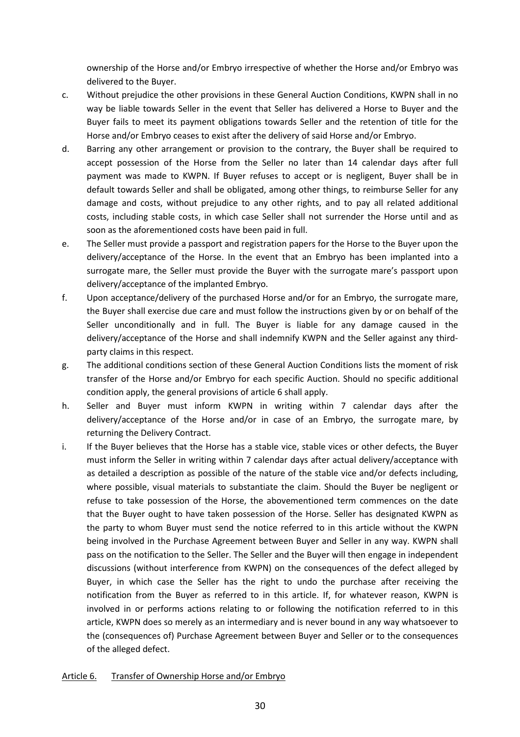ownership of the Horse and/or Embryo irrespective of whether the Horse and/or Embryo was delivered to the Buyer.

c. Without prejudice the other provisions in these General Auction Conditions, KWPN shall in no way be liable towards Seller in the event that Seller has delivered a Horse to Buyer and the Buyer fails to meet its payment obligations towards Seller and the retention of title for the Horse and/or Embryo ceases to exist after the delivery of said Horse and/or Embryo.

d. Barring any other arrangement or provision to the contrary, the Buyer shall be required to accept possession of the Horse from the Seller no later than 14 calendar days after full payment was made to KWPN. If Buyer refuses to accept or is negligent, Buyer shall be in default towards Seller and shall be obligated, among other things, to reimburse Seller for any damage and costs, without prejudice to any other rights, and to pay all related additional costs, including stable costs, in which case Seller shall not surrender the Horse until and as soon as the aforementioned costs have been paid in full.

e. The Seller must provide a passport and registration papers for the Horse to the Buyer upon the delivery/acceptance of the Horse. In the event that an Embryo has been implanted into a surrogate mare, the Seller must provide the Buyer with the surrogate mare's passport upon delivery/acceptance of the implanted Embryo.

f. Upon acceptance/delivery of the purchased Horse and/or for an Embryo, the surrogate mare, the Buyer shall exercise due care and must follow the instructions given by or on behalf of the Seller unconditionally and in full. The Buyer is liable for any damage caused in the delivery/acceptance of the Horse and shall indemnify KWPN and the Seller against any third-party claims in this respect.

g. The additional conditions section of these General Auction Conditions lists the moment of risk transfer of the Horse and/or Embryo for each specific Auction. Should no specific additional condition apply, the general provisions of article 6 shall apply.

h. Seller and Buyer must inform KWPN in writing within 7 calendar days after the delivery/acceptance of the Horse and/or in case of an Embryo, the surrogate mare, by returning the Delivery Contract.

i. If the Buyer believes that the Horse has a stable vice, stable vices or other defects, the Buyer must inform the Seller in writing within 7 calendar days after actual delivery/acceptance with as detailed a description as possible of the nature of the stable vice and/or defects including, where possible, visual materials to substantiate the claim. Should the Buyer be negligent or refuse to take possession of the Horse, the abovementioned term commences on the date that the Buyer ought to have taken possession of the Horse. Seller has designated KWPN as the party to whom Buyer must send the notice referred to in this article without the KWPN being involved in the Purchase Agreement between Buyer and Seller in any way. KWPN shall pass on the notification to the Seller. The Seller and the Buyer will then engage in independent discussions (without interference from KWPN) on the consequences of the defect alleged by Buyer, in which case the Seller has the right to undo the purchase after receiving the notification from the Buyer as referred to in this article. If, for whatever reason, KWPN is involved in or performs actions relating to or following the notification referred to in this article, KWPN does so merely as an intermediary and is never bound in any way whatsoever to the (consequences of) Purchase Agreement between Buyer and Seller or to the consequences of the alleged defect.

Article 6. Transfer of Ownership Horse and/or Embryo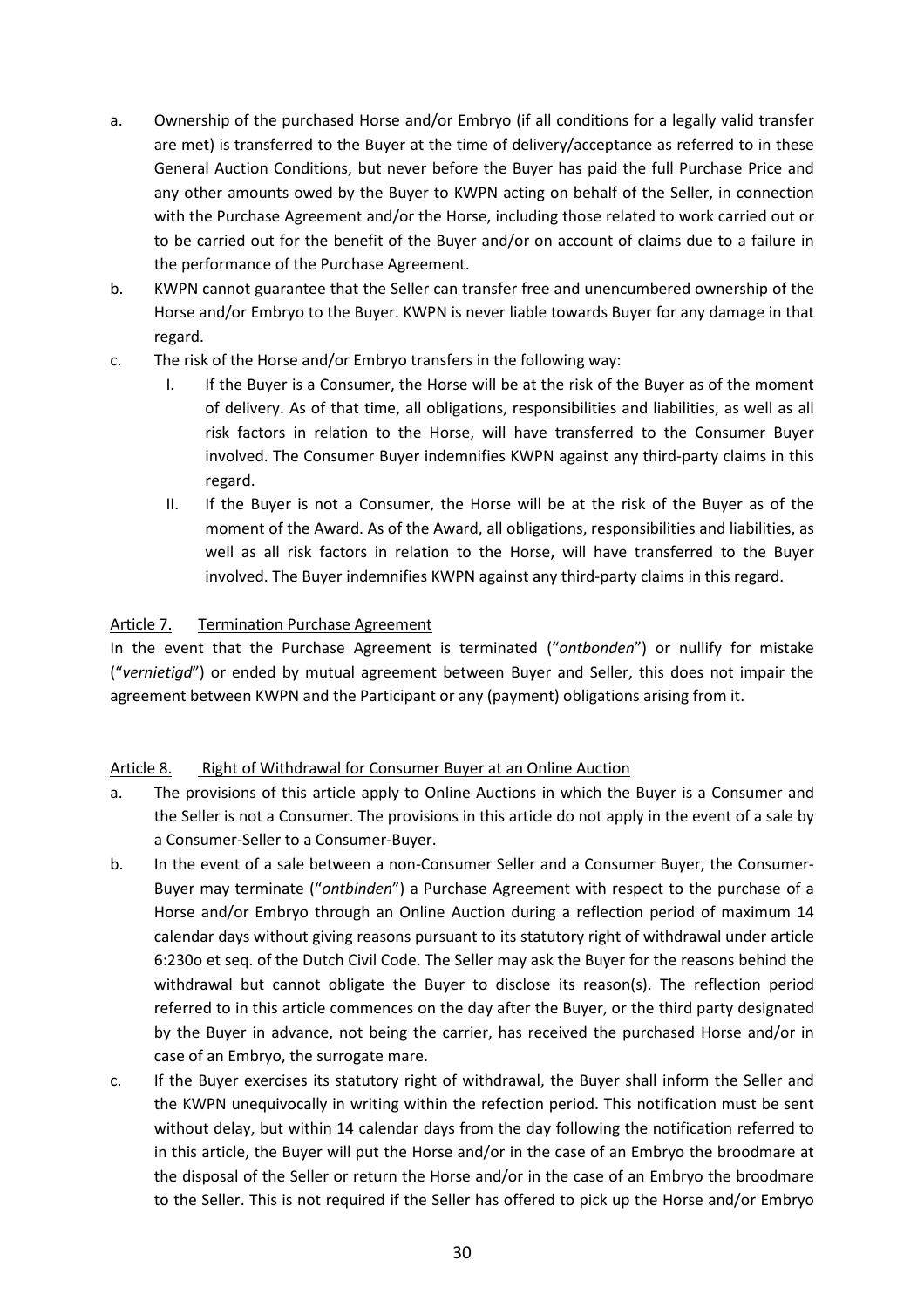a. Ownership of the purchased Horse and/or Embryo (if all conditions for a legally valid transfer are met) is transferred to the Buyer at the time of delivery/acceptance as referred to in these General Auction Conditions, but never before the Buyer has paid the full Purchase Price and any other amounts owed by the Buyer to KWPN acting on behalf of the Seller, in connection with the Purchase Agreement and/or the Horse, including those related to work carried out or to be carried out for the benefit of the Buyer and/or on account of claims due to a failure in the performance of the Purchase Agreement.
b. KWPN cannot guarantee that the Seller can transfer free and unencumbered ownership of the Horse and/or Embryo to the Buyer. KWPN is never liable towards Buyer for any damage in that regard.
c. The risk of the Horse and/or Embryo transfers in the following way:
   I. If the Buyer is a Consumer, the Horse will be at the risk of the Buyer as of the moment of delivery. As of that time, all obligations, responsibilities and liabilities, as well as all risk factors in relation to the Horse, will have transferred to the Consumer Buyer involved. The Consumer Buyer indemnifies KWPN against any third-party claims in this regard.
   II. If the Buyer is not a Consumer, the Horse will be at the risk of the Buyer as of the moment of the Award. As of the Award, all obligations, responsibilities and liabilities, as well as all risk factors in relation to the Horse, will have transferred to the Buyer involved. The Buyer indemnifies KWPN against any third-party claims in this regard.

Article 7. Termination Purchase Agreement

In the event that the Purchase Agreement is terminated ("*ontbonden*") or nullify for mistake ("*vernietigd*") or ended by mutual agreement between Buyer and Seller, this does not impair the agreement between KWPN and the Participant or any (payment) obligations arising from it.

Article 8. Right of Withdrawal for Consumer Buyer at an Online Auction

a. The provisions of this article apply to Online Auctions in which the Buyer is a Consumer and the Seller is not a Consumer. The provisions in this article do not apply in the event of a sale by a Consumer-Seller to a Consumer-Buyer.
b. In the event of a sale between a non-Consumer Seller and a Consumer Buyer, the Consumer-Buyer may terminate ("*ontbinden*") a Purchase Agreement with respect to the purchase of a Horse and/or Embryo through an Online Auction during a reflection period of maximum 14 calendar days without giving reasons pursuant to its statutory right of withdrawal under article 6:230o et seq. of the Dutch Civil Code. The Seller may ask the Buyer for the reasons behind the withdrawal but cannot obligate the Buyer to disclose its reason(s). The reflection period referred to in this article commences on the day after the Buyer, or the third party designated by the Buyer in advance, not being the carrier, has received the purchased Horse and/or in case of an Embryo, the surrogate mare.
c. If the Buyer exercises its statutory right of withdrawal, the Buyer shall inform the Seller and the KWPN unequivocally in writing within the refection period. This notification must be sent without delay, but within 14 calendar days from the day following the notification referred to in this article, the Buyer will put the Horse and/or in the case of an Embryo the broodmare at the disposal of the Seller or return the Horse and/or in the case of an Embryo the broodmare to the Seller. This is not required if the Seller has offered to pick up the Horse and/or Embryo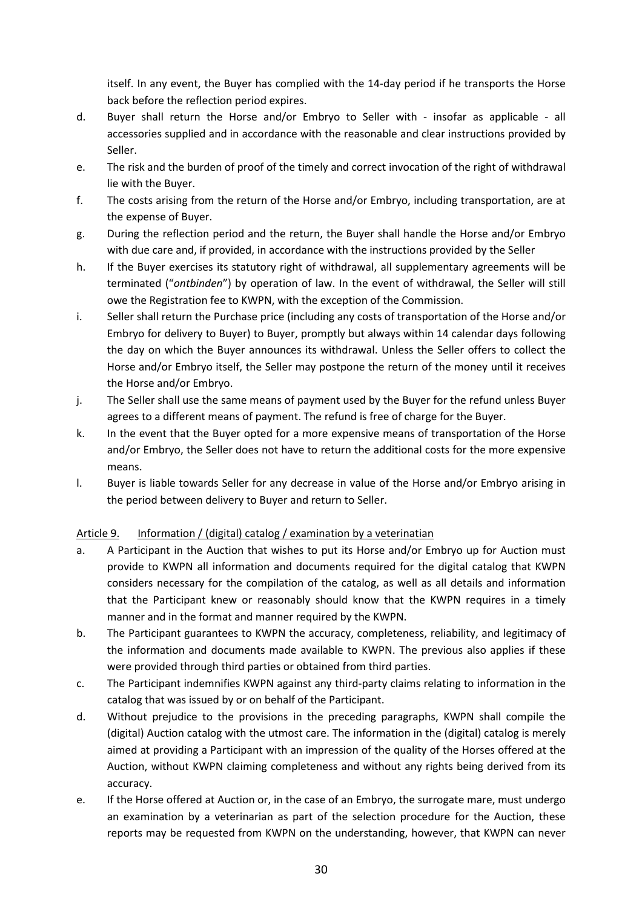itself. In any event, the Buyer has complied with the 14-day period if he transports the Horse back before the reflection period expires.

d. Buyer shall return the Horse and/or Embryo to Seller with - insofar as applicable - all accessories supplied and in accordance with the reasonable and clear instructions provided by Seller.

e. The risk and the burden of proof of the timely and correct invocation of the right of withdrawal lie with the Buyer.

f. The costs arising from the return of the Horse and/or Embryo, including transportation, are at the expense of Buyer.

g. During the reflection period and the return, the Buyer shall handle the Horse and/or Embryo with due care and, if provided, in accordance with the instructions provided by the Seller

h. If the Buyer exercises its statutory right of withdrawal, all supplementary agreements will be terminated ("*ontbinden*") by operation of law. In the event of withdrawal, the Seller will still owe the Registration fee to KWPN, with the exception of the Commission.

i. Seller shall return the Purchase price (including any costs of transportation of the Horse and/or Embryo for delivery to Buyer) to Buyer, promptly but always within 14 calendar days following the day on which the Buyer announces its withdrawal. Unless the Seller offers to collect the Horse and/or Embryo itself, the Seller may postpone the return of the money until it receives the Horse and/or Embryo.

j. The Seller shall use the same means of payment used by the Buyer for the refund unless Buyer agrees to a different means of payment. The refund is free of charge for the Buyer.

k. In the event that the Buyer opted for a more expensive means of transportation of the Horse and/or Embryo, the Seller does not have to return the additional costs for the more expensive means.

l. Buyer is liable towards Seller for any decrease in value of the Horse and/or Embryo arising in the period between delivery to Buyer and return to Seller.

## Article 9. Information / (digital) catalog / examination by a veterinatian

a. A Participant in the Auction that wishes to put its Horse and/or Embryo up for Auction must provide to KWPN all information and documents required for the digital catalog that KWPN considers necessary for the compilation of the catalog, as well as all details and information that the Participant knew or reasonably should know that the KWPN requires in a timely manner and in the format and manner required by the KWPN.

b. The Participant guarantees to KWPN the accuracy, completeness, reliability, and legitimacy of the information and documents made available to KWPN. The previous also applies if these were provided through third parties or obtained from third parties.

c. The Participant indemnifies KWPN against any third-party claims relating to information in the catalog that was issued by or on behalf of the Participant.

d. Without prejudice to the provisions in the preceding paragraphs, KWPN shall compile the (digital) Auction catalog with the utmost care. The information in the (digital) catalog is merely aimed at providing a Participant with an impression of the quality of the Horses offered at the Auction, without KWPN claiming completeness and without any rights being derived from its accuracy.

e. If the Horse offered at Auction or, in the case of an Embryo, the surrogate mare, must undergo an examination by a veterinarian as part of the selection procedure for the Auction, these reports may be requested from KWPN on the understanding, however, that KWPN can never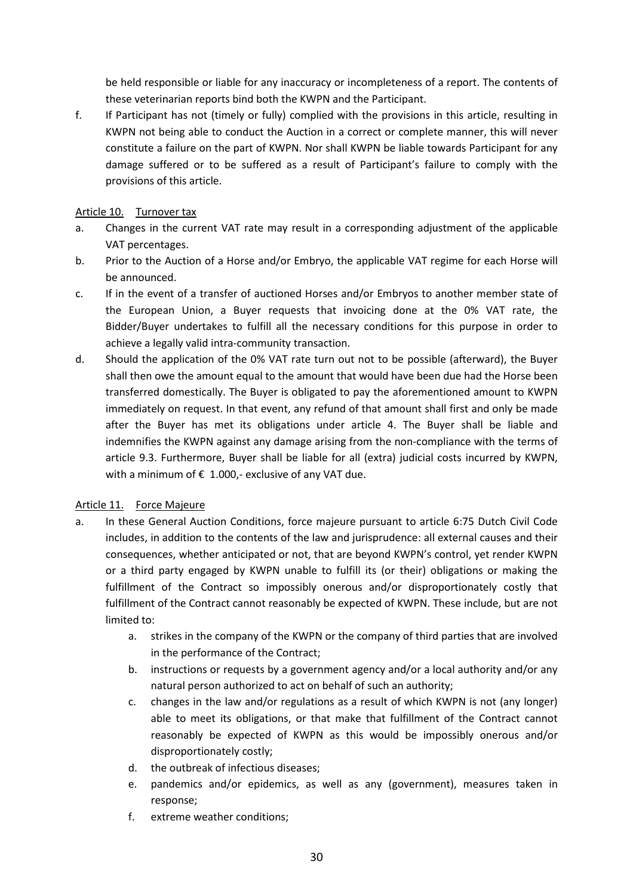be held responsible or liable for any inaccuracy or incompleteness of a report. The contents of these veterinarian reports bind both the KWPN and the Participant.

f. If Participant has not (timely or fully) complied with the provisions in this article, resulting in KWPN not being able to conduct the Auction in a correct or complete manner, this will never constitute a failure on the part of KWPN. Nor shall KWPN be liable towards Participant for any damage suffered or to be suffered as a result of Participant's failure to comply with the provisions of this article.

## Article 10. Turnover tax

a. Changes in the current VAT rate may result in a corresponding adjustment of the applicable VAT percentages.
b. Prior to the Auction of a Horse and/or Embryo, the applicable VAT regime for each Horse will be announced.
c. If in the event of a transfer of auctioned Horses and/or Embryos to another member state of the European Union, a Buyer requests that invoicing done at the 0% VAT rate, the Bidder/Buyer undertakes to fulfill all the necessary conditions for this purpose in order to achieve a legally valid intra-community transaction.
d. Should the application of the 0% VAT rate turn out not to be possible (afterward), the Buyer shall then owe the amount equal to the amount that would have been due had the Horse been transferred domestically. The Buyer is obligated to pay the aforementioned amount to KWPN immediately on request. In that event, any refund of that amount shall first and only be made after the Buyer has met its obligations under article 4. The Buyer shall be liable and indemnifies the KWPN against any damage arising from the non-compliance with the terms of article 9.3. Furthermore, Buyer shall be liable for all (extra) judicial costs incurred by KWPN, with a minimum of € 1.000,- exclusive of any VAT due.

## Article 11. Force Majeure

a. In these General Auction Conditions, force majeure pursuant to article 6:75 Dutch Civil Code includes, in addition to the contents of the law and jurisprudence: all external causes and their consequences, whether anticipated or not, that are beyond KWPN's control, yet render KWPN or a third party engaged by KWPN unable to fulfill its (or their) obligations or making the fulfillment of the Contract so impossibly onerous and/or disproportionately costly that fulfillment of the Contract cannot reasonably be expected of KWPN. These include, but are not limited to:
    a. strikes in the company of the KWPN or the company of third parties that are involved in the performance of the Contract;
    b. instructions or requests by a government agency and/or a local authority and/or any natural person authorized to act on behalf of such an authority;
    c. changes in the law and/or regulations as a result of which KWPN is not (any longer) able to meet its obligations, or that make that fulfillment of the Contract cannot reasonably be expected of KWPN as this would be impossibly onerous and/or disproportionately costly;
    d. the outbreak of infectious diseases;
    e. pandemics and/or epidemics, as well as any (government), measures taken in response;
    f. extreme weather conditions;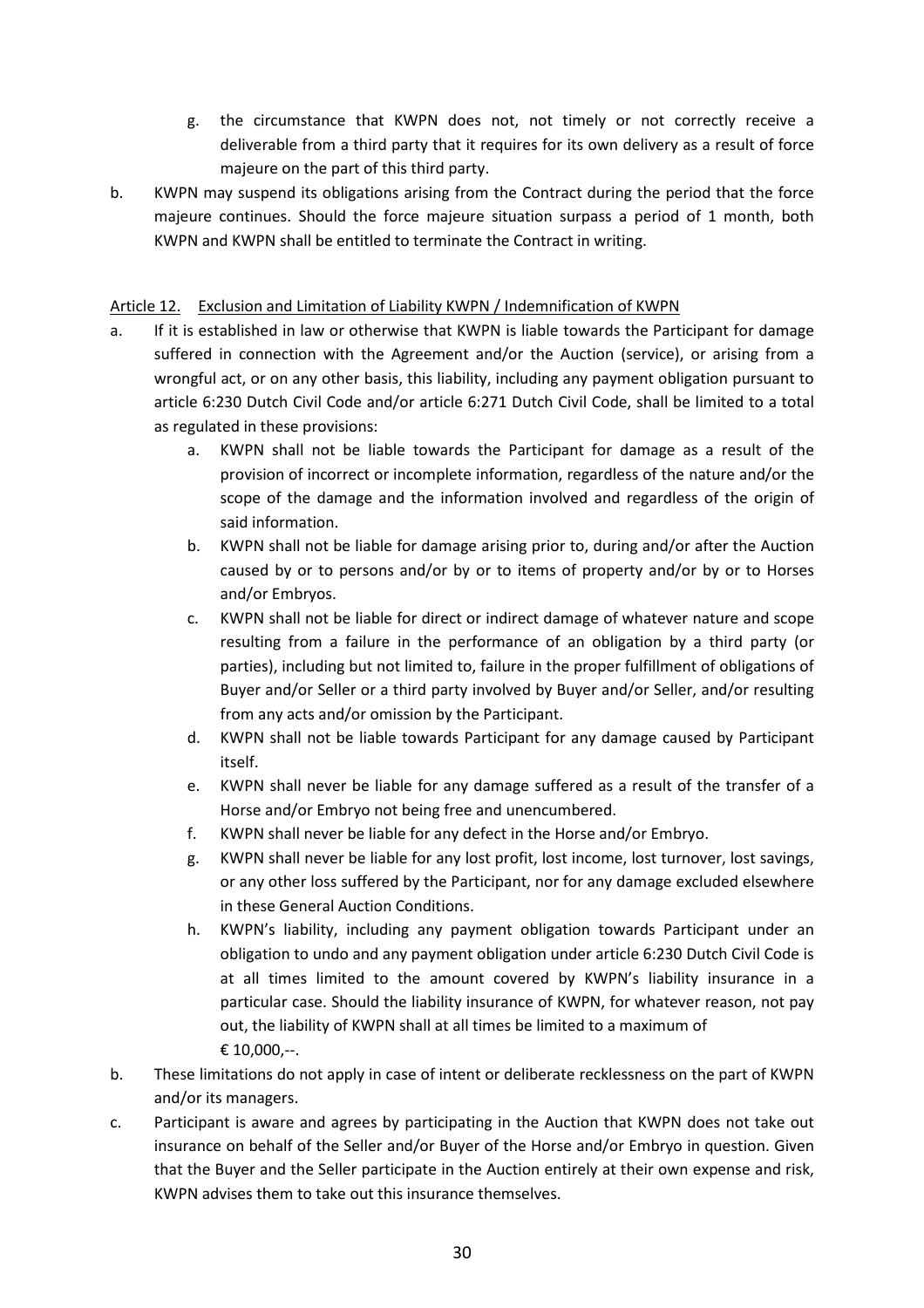g. the circumstance that KWPN does not, not timely or not correctly receive a deliverable from a third party that it requires for its own delivery as a result of force majeure on the part of this third party.

b. KWPN may suspend its obligations arising from the Contract during the period that the force majeure continues. Should the force majeure situation surpass a period of 1 month, both KWPN and KWPN shall be entitled to terminate the Contract in writing.

Article 12. Exclusion and Limitation of Liability KWPN / Indemnification of KWPN

a. If it is established in law or otherwise that KWPN is liable towards the Participant for damage suffered in connection with the Agreement and/or the Auction (service), or arising from a wrongful act, or on any other basis, this liability, including any payment obligation pursuant to article 6:230 Dutch Civil Code and/or article 6:271 Dutch Civil Code, shall be limited to a total as regulated in these provisions:
   a. KWPN shall not be liable towards the Participant for damage as a result of the provision of incorrect or incomplete information, regardless of the nature and/or the scope of the damage and the information involved and regardless of the origin of said information.
   b. KWPN shall not be liable for damage arising prior to, during and/or after the Auction caused by or to persons and/or by or to items of property and/or by or to Horses and/or Embryos.
   c. KWPN shall not be liable for direct or indirect damage of whatever nature and scope resulting from a failure in the performance of an obligation by a third party (or parties), including but not limited to, failure in the proper fulfillment of obligations of Buyer and/or Seller or a third party involved by Buyer and/or Seller, and/or resulting from any acts and/or omission by the Participant.
   d. KWPN shall not be liable towards Participant for any damage caused by Participant itself.
   e. KWPN shall never be liable for any damage suffered as a result of the transfer of a Horse and/or Embryo not being free and unencumbered.
   f. KWPN shall never be liable for any defect in the Horse and/or Embryo.
   g. KWPN shall never be liable for any lost profit, lost income, lost turnover, lost savings, or any other loss suffered by the Participant, nor for any damage excluded elsewhere in these General Auction Conditions.
   h. KWPN's liability, including any payment obligation towards Participant under an obligation to undo and any payment obligation under article 6:230 Dutch Civil Code is at all times limited to the amount covered by KWPN's liability insurance in a particular case. Should the liability insurance of KWPN, for whatever reason, not pay out, the liability of KWPN shall at all times be limited to a maximum of € 10,000,--.

b. These limitations do not apply in case of intent or deliberate recklessness on the part of KWPN and/or its managers.

c. Participant is aware and agrees by participating in the Auction that KWPN does not take out insurance on behalf of the Seller and/or Buyer of the Horse and/or Embryo in question. Given that the Buyer and the Seller participate in the Auction entirely at their own expense and risk, KWPN advises them to take out this insurance themselves.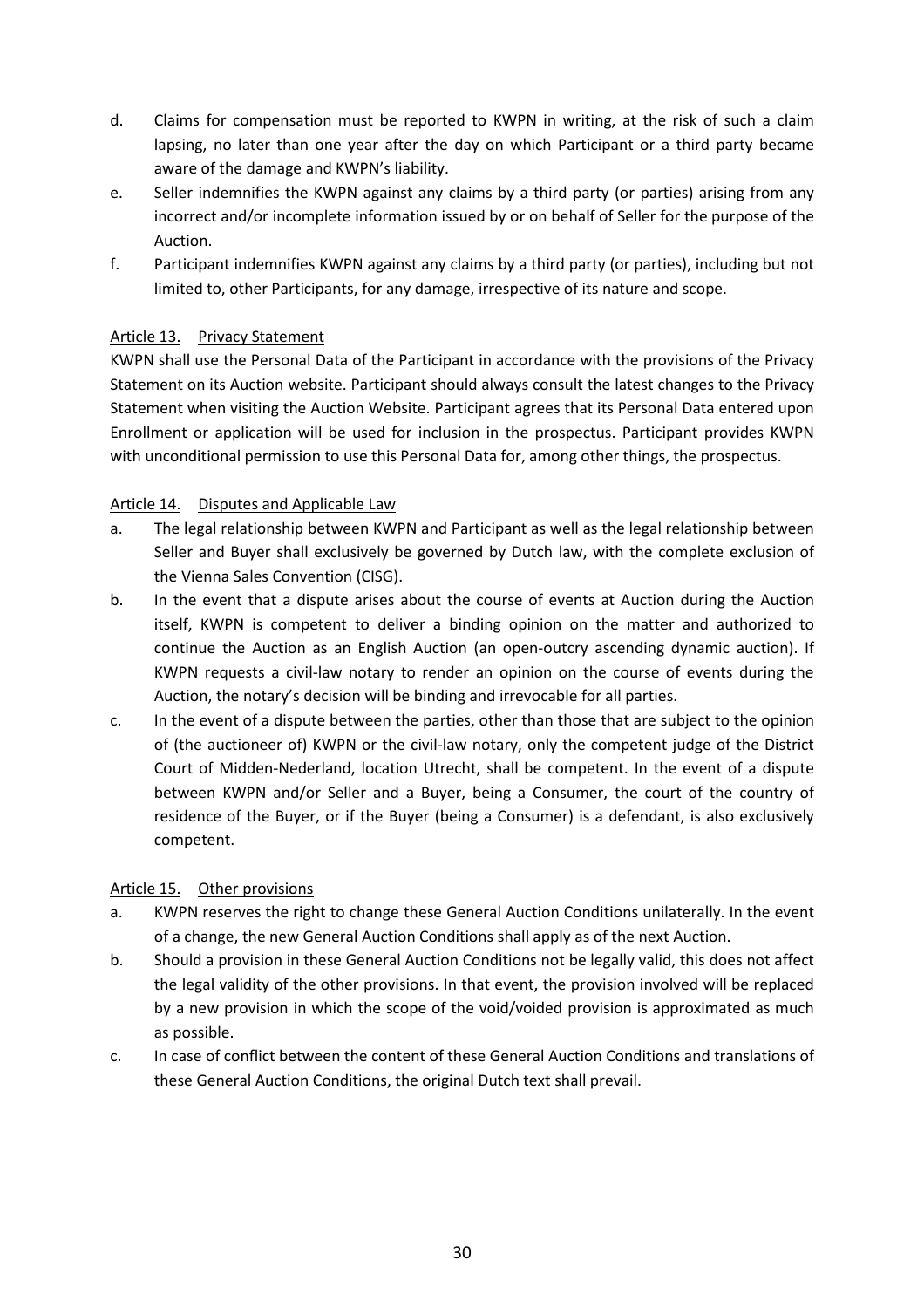d. Claims for compensation must be reported to KWPN in writing, at the risk of such a claim lapsing, no later than one year after the day on which Participant or a third party became aware of the damage and KWPN's liability.
e. Seller indemnifies the KWPN against any claims by a third party (or parties) arising from any incorrect and/or incomplete information issued by or on behalf of Seller for the purpose of the Auction.
f. Participant indemnifies KWPN against any claims by a third party (or parties), including but not limited to, other Participants, for any damage, irrespective of its nature and scope.

## Article 13. Privacy Statement

KWPN shall use the Personal Data of the Participant in accordance with the provisions of the Privacy Statement on its Auction website. Participant should always consult the latest changes to the Privacy Statement when visiting the Auction Website. Participant agrees that its Personal Data entered upon Enrollment or application will be used for inclusion in the prospectus. Participant provides KWPN with unconditional permission to use this Personal Data for, among other things, the prospectus.

## Article 14. Disputes and Applicable Law

a. The legal relationship between KWPN and Participant as well as the legal relationship between Seller and Buyer shall exclusively be governed by Dutch law, with the complete exclusion of the Vienna Sales Convention (CISG).
b. In the event that a dispute arises about the course of events at Auction during the Auction itself, KWPN is competent to deliver a binding opinion on the matter and authorized to continue the Auction as an English Auction (an open-outcry ascending dynamic auction). If KWPN requests a civil-law notary to render an opinion on the course of events during the Auction, the notary's decision will be binding and irrevocable for all parties.
c. In the event of a dispute between the parties, other than those that are subject to the opinion of (the auctioneer of) KWPN or the civil-law notary, only the competent judge of the District Court of Midden-Nederland, location Utrecht, shall be competent. In the event of a dispute between KWPN and/or Seller and a Buyer, being a Consumer, the court of the country of residence of the Buyer, or if the Buyer (being a Consumer) is a defendant, is also exclusively competent.

## Article 15. Other provisions

a. KWPN reserves the right to change these General Auction Conditions unilaterally. In the event of a change, the new General Auction Conditions shall apply as of the next Auction.
b. Should a provision in these General Auction Conditions not be legally valid, this does not affect the legal validity of the other provisions. In that event, the provision involved will be replaced by a new provision in which the scope of the void/voided provision is approximated as much as possible.
c. In case of conflict between the content of these General Auction Conditions and translations of these General Auction Conditions, the original Dutch text shall prevail.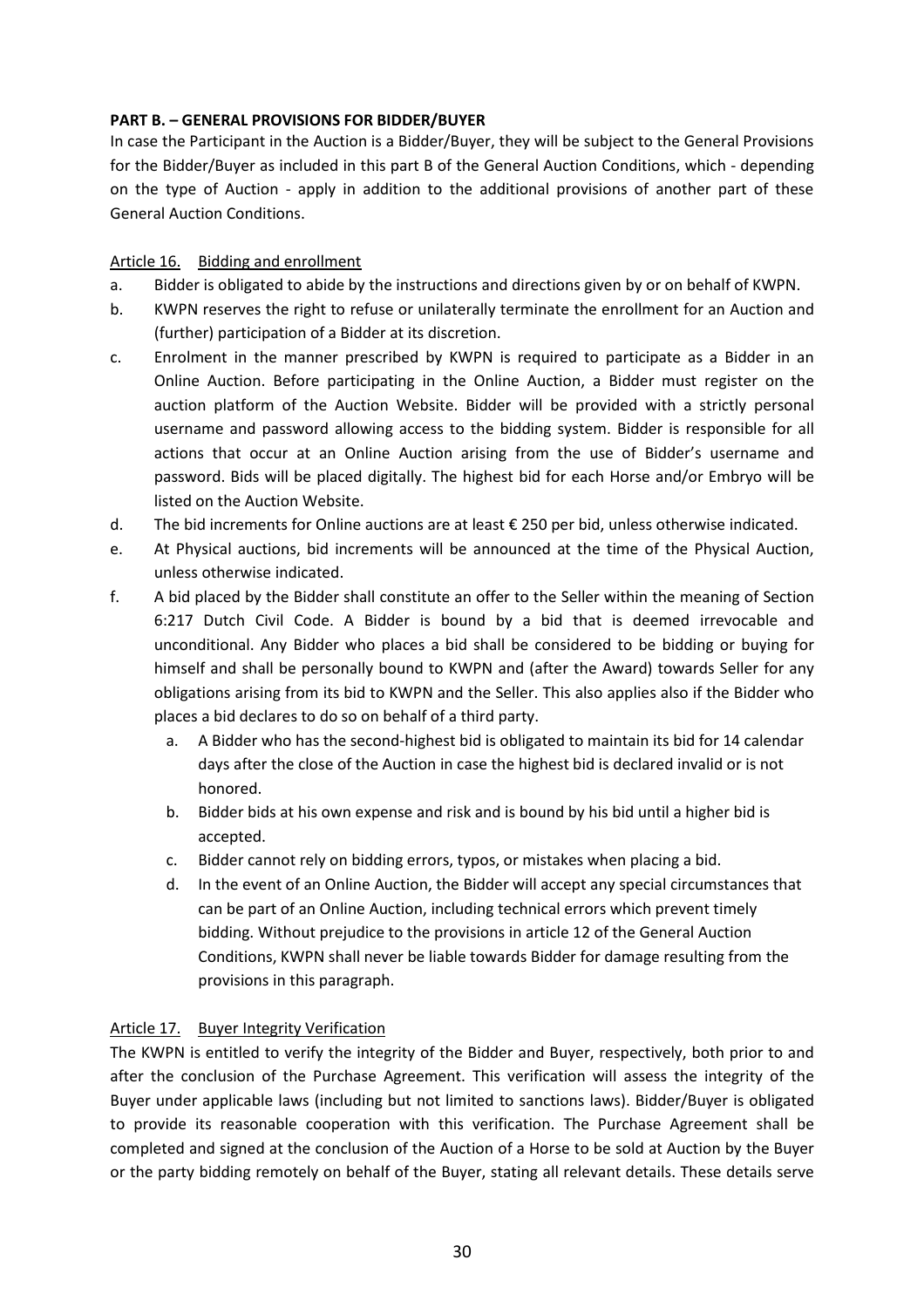**PART B. – GENERAL PROVISIONS FOR BIDDER/BUYER**

In case the Participant in the Auction is a Bidder/Buyer, they will be subject to the General Provisions for the Bidder/Buyer as included in this part B of the General Auction Conditions, which - depending on the type of Auction - apply in addition to the additional provisions of another part of these General Auction Conditions.

Article 16. Bidding and enrollment

a. Bidder is obligated to abide by the instructions and directions given by or on behalf of KWPN.

b. KWPN reserves the right to refuse or unilaterally terminate the enrollment for an Auction and (further) participation of a Bidder at its discretion.

c. Enrolment in the manner prescribed by KWPN is required to participate as a Bidder in an Online Auction. Before participating in the Online Auction, a Bidder must register on the auction platform of the Auction Website. Bidder will be provided with a strictly personal username and password allowing access to the bidding system. Bidder is responsible for all actions that occur at an Online Auction arising from the use of Bidder's username and password. Bids will be placed digitally. The highest bid for each Horse and/or Embryo will be listed on the Auction Website.

d. The bid increments for Online auctions are at least € 250 per bid, unless otherwise indicated.

e. At Physical auctions, bid increments will be announced at the time of the Physical Auction, unless otherwise indicated.

f. A bid placed by the Bidder shall constitute an offer to the Seller within the meaning of Section 6:217 Dutch Civil Code. A Bidder is bound by a bid that is deemed irrevocable and unconditional. Any Bidder who places a bid shall be considered to be bidding or buying for himself and shall be personally bound to KWPN and (after the Award) towards Seller for any obligations arising from its bid to KWPN and the Seller. This also applies also if the Bidder who places a bid declares to do so on behalf of a third party.

   a. A Bidder who has the second-highest bid is obligated to maintain its bid for 14 calendar days after the close of the Auction in case the highest bid is declared invalid or is not honored.

   b. Bidder bids at his own expense and risk and is bound by his bid until a higher bid is accepted.

   c. Bidder cannot rely on bidding errors, typos, or mistakes when placing a bid.

   d. In the event of an Online Auction, the Bidder will accept any special circumstances that can be part of an Online Auction, including technical errors which prevent timely bidding. Without prejudice to the provisions in article 12 of the General Auction Conditions, KWPN shall never be liable towards Bidder for damage resulting from the provisions in this paragraph.

Article 17. Buyer Integrity Verification

The KWPN is entitled to verify the integrity of the Bidder and Buyer, respectively, both prior to and after the conclusion of the Purchase Agreement. This verification will assess the integrity of the Buyer under applicable laws (including but not limited to sanctions laws). Bidder/Buyer is obligated to provide its reasonable cooperation with this verification. The Purchase Agreement shall be completed and signed at the conclusion of the Auction of a Horse to be sold at Auction by the Buyer or the party bidding remotely on behalf of the Buyer, stating all relevant details. These details serve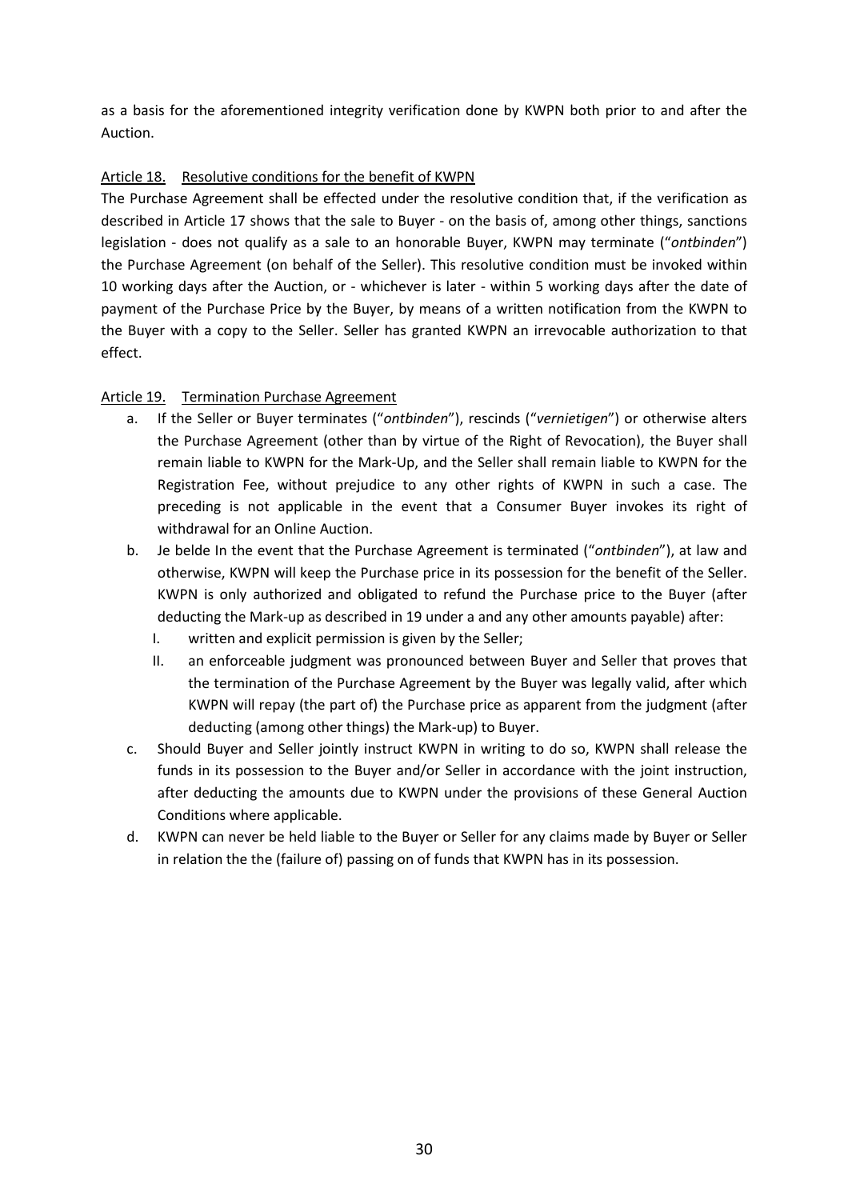as a basis for the aforementioned integrity verification done by KWPN both prior to and after the Auction.

## Article 18. Resolutive conditions for the benefit of KWPN

The Purchase Agreement shall be effected under the resolutive condition that, if the verification as described in Article 17 shows that the sale to Buyer - on the basis of, among other things, sanctions legislation - does not qualify as a sale to an honorable Buyer, KWPN may terminate ("*ontbinden*") the Purchase Agreement (on behalf of the Seller). This resolutive condition must be invoked within 10 working days after the Auction, or - whichever is later - within 5 working days after the date of payment of the Purchase Price by the Buyer, by means of a written notification from the KWPN to the Buyer with a copy to the Seller. Seller has granted KWPN an irrevocable authorization to that effect.

## Article 19. Termination Purchase Agreement

a. If the Seller or Buyer terminates ("*ontbinden*"), rescinds ("*vernietigen*") or otherwise alters the Purchase Agreement (other than by virtue of the Right of Revocation), the Buyer shall remain liable to KWPN for the Mark-Up, and the Seller shall remain liable to KWPN for the Registration Fee, without prejudice to any other rights of KWPN in such a case. The preceding is not applicable in the event that a Consumer Buyer invokes its right of withdrawal for an Online Auction.
b. Je belde In the event that the Purchase Agreement is terminated ("*ontbinden*"), at law and otherwise, KWPN will keep the Purchase price in its possession for the benefit of the Seller. KWPN is only authorized and obligated to refund the Purchase price to the Buyer (after deducting the Mark-up as described in 19 under a and any other amounts payable) after:
    I. written and explicit permission is given by the Seller;
    II. an enforceable judgment was pronounced between Buyer and Seller that proves that the termination of the Purchase Agreement by the Buyer was legally valid, after which KWPN will repay (the part of) the Purchase price as apparent from the judgment (after deducting (among other things) the Mark-up) to Buyer.
c. Should Buyer and Seller jointly instruct KWPN in writing to do so, KWPN shall release the funds in its possession to the Buyer and/or Seller in accordance with the joint instruction, after deducting the amounts due to KWPN under the provisions of these General Auction Conditions where applicable.
d. KWPN can never be held liable to the Buyer or Seller for any claims made by Buyer or Seller in relation the the (failure of) passing on of funds that KWPN has in its possession.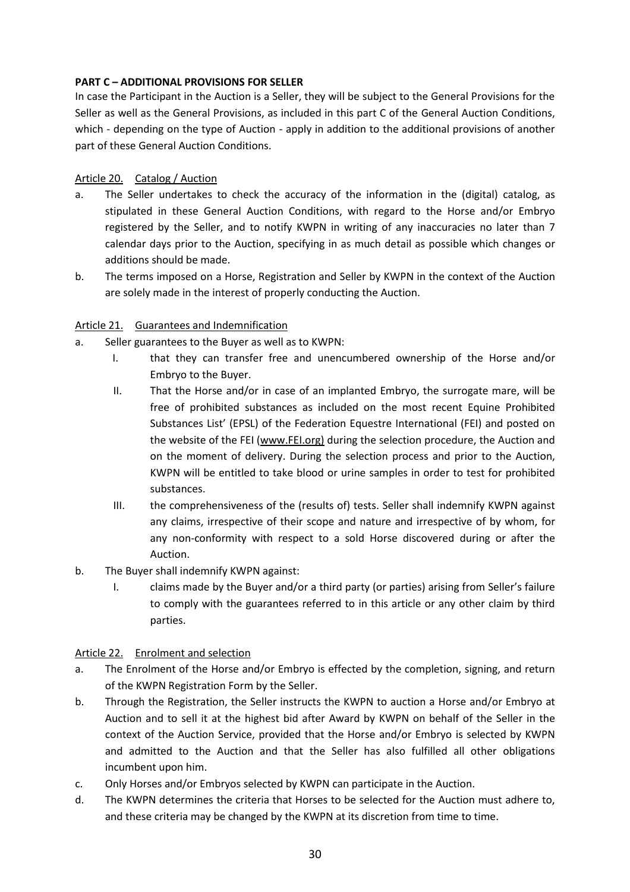**PART C – ADDITIONAL PROVISIONS FOR SELLER**

In case the Participant in the Auction is a Seller, they will be subject to the General Provisions for the Seller as well as the General Provisions, as included in this part C of the General Auction Conditions, which - depending on the type of Auction - apply in addition to the additional provisions of another part of these General Auction Conditions.

<u>Article 20. Catalog / Auction</u>

a. The Seller undertakes to check the accuracy of the information in the (digital) catalog, as stipulated in these General Auction Conditions, with regard to the Horse and/or Embryo registered by the Seller, and to notify KWPN in writing of any inaccuracies no later than 7 calendar days prior to the Auction, specifying in as much detail as possible which changes or additions should be made.
b. The terms imposed on a Horse, Registration and Seller by KWPN in the context of the Auction are solely made in the interest of properly conducting the Auction.

<u>Article 21. Guarantees and Indemnification</u>

a. Seller guarantees to the Buyer as well as to KWPN:
   I. that they can transfer free and unencumbered ownership of the Horse and/or Embryo to the Buyer.
   II. That the Horse and/or in case of an implanted Embryo, the surrogate mare, will be free of prohibited substances as included on the most recent Equine Prohibited Substances List' (EPSL) of the Federation Equestre International (FEI) and posted on the website of the FEI (www.FEI.org) during the selection procedure, the Auction and on the moment of delivery. During the selection process and prior to the Auction, KWPN will be entitled to take blood or urine samples in order to test for prohibited substances.
   III. the comprehensiveness of the (results of) tests. Seller shall indemnify KWPN against any claims, irrespective of their scope and nature and irrespective of by whom, for any non-conformity with respect to a sold Horse discovered during or after the Auction.
b. The Buyer shall indemnify KWPN against:
   I. claims made by the Buyer and/or a third party (or parties) arising from Seller's failure to comply with the guarantees referred to in this article or any other claim by third parties.

<u>Article 22. Enrolment and selection</u>

a. The Enrolment of the Horse and/or Embryo is effected by the completion, signing, and return of the KWPN Registration Form by the Seller.
b. Through the Registration, the Seller instructs the KWPN to auction a Horse and/or Embryo at Auction and to sell it at the highest bid after Award by KWPN on behalf of the Seller in the context of the Auction Service, provided that the Horse and/or Embryo is selected by KWPN and admitted to the Auction and that the Seller has also fulfilled all other obligations incumbent upon him.
c. Only Horses and/or Embryos selected by KWPN can participate in the Auction.
d. The KWPN determines the criteria that Horses to be selected for the Auction must adhere to, and these criteria may be changed by the KWPN at its discretion from time to time.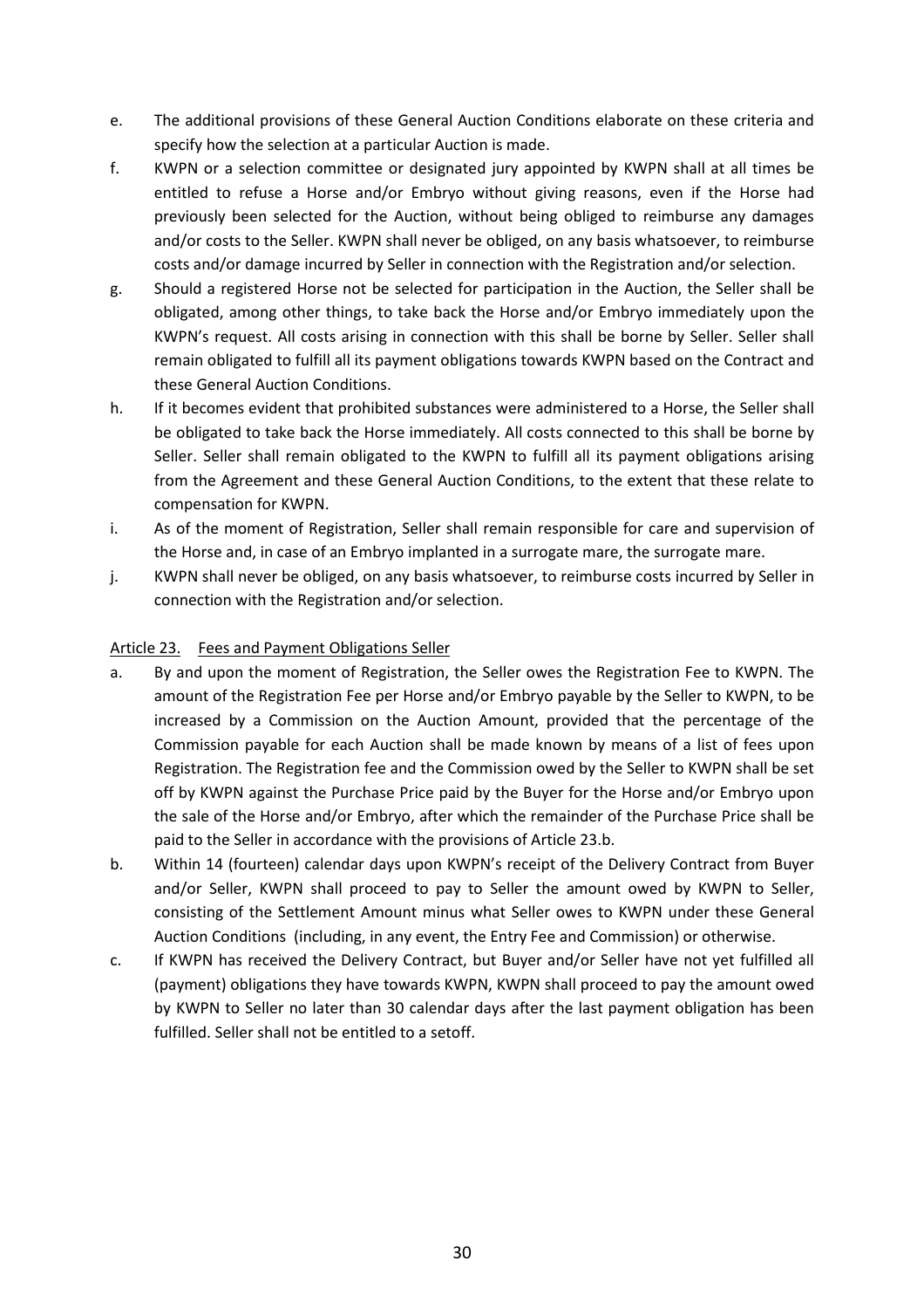e. The additional provisions of these General Auction Conditions elaborate on these criteria and specify how the selection at a particular Auction is made.

f. KWPN or a selection committee or designated jury appointed by KWPN shall at all times be entitled to refuse a Horse and/or Embryo without giving reasons, even if the Horse had previously been selected for the Auction, without being obliged to reimburse any damages and/or costs to the Seller. KWPN shall never be obliged, on any basis whatsoever, to reimburse costs and/or damage incurred by Seller in connection with the Registration and/or selection.

g. Should a registered Horse not be selected for participation in the Auction, the Seller shall be obligated, among other things, to take back the Horse and/or Embryo immediately upon the KWPN's request. All costs arising in connection with this shall be borne by Seller. Seller shall remain obligated to fulfill all its payment obligations towards KWPN based on the Contract and these General Auction Conditions.

h. If it becomes evident that prohibited substances were administered to a Horse, the Seller shall be obligated to take back the Horse immediately. All costs connected to this shall be borne by Seller. Seller shall remain obligated to the KWPN to fulfill all its payment obligations arising from the Agreement and these General Auction Conditions, to the extent that these relate to compensation for KWPN.

i. As of the moment of Registration, Seller shall remain responsible for care and supervision of the Horse and, in case of an Embryo implanted in a surrogate mare, the surrogate mare.

j. KWPN shall never be obliged, on any basis whatsoever, to reimburse costs incurred by Seller in connection with the Registration and/or selection.

## Article 23. Fees and Payment Obligations Seller

a. By and upon the moment of Registration, the Seller owes the Registration Fee to KWPN. The amount of the Registration Fee per Horse and/or Embryo payable by the Seller to KWPN, to be increased by a Commission on the Auction Amount, provided that the percentage of the Commission payable for each Auction shall be made known by means of a list of fees upon Registration. The Registration fee and the Commission owed by the Seller to KWPN shall be set off by KWPN against the Purchase Price paid by the Buyer for the Horse and/or Embryo upon the sale of the Horse and/or Embryo, after which the remainder of the Purchase Price shall be paid to the Seller in accordance with the provisions of Article 23.b.

b. Within 14 (fourteen) calendar days upon KWPN's receipt of the Delivery Contract from Buyer and/or Seller, KWPN shall proceed to pay to Seller the amount owed by KWPN to Seller, consisting of the Settlement Amount minus what Seller owes to KWPN under these General Auction Conditions (including, in any event, the Entry Fee and Commission) or otherwise.

c. If KWPN has received the Delivery Contract, but Buyer and/or Seller have not yet fulfilled all (payment) obligations they have towards KWPN, KWPN shall proceed to pay the amount owed by KWPN to Seller no later than 30 calendar days after the last payment obligation has been fulfilled. Seller shall not be entitled to a setoff.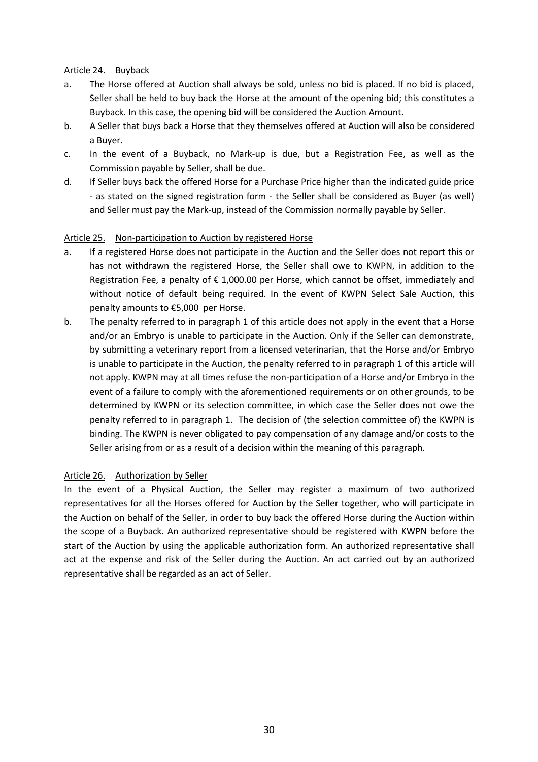Article 24. Buyback

a. The Horse offered at Auction shall always be sold, unless no bid is placed. If no bid is placed, Seller shall be held to buy back the Horse at the amount of the opening bid; this constitutes a Buyback. In this case, the opening bid will be considered the Auction Amount.
b. A Seller that buys back a Horse that they themselves offered at Auction will also be considered a Buyer.
c. In the event of a Buyback, no Mark-up is due, but a Registration Fee, as well as the Commission payable by Seller, shall be due.
d. If Seller buys back the offered Horse for a Purchase Price higher than the indicated guide price - as stated on the signed registration form - the Seller shall be considered as Buyer (as well) and Seller must pay the Mark-up, instead of the Commission normally payable by Seller.

Article 25. Non-participation to Auction by registered Horse

a. If a registered Horse does not participate in the Auction and the Seller does not report this or has not withdrawn the registered Horse, the Seller shall owe to KWPN, in addition to the Registration Fee, a penalty of € 1,000.00 per Horse, which cannot be offset, immediately and without notice of default being required. In the event of KWPN Select Sale Auction, this penalty amounts to €5,000 per Horse.
b. The penalty referred to in paragraph 1 of this article does not apply in the event that a Horse and/or an Embryo is unable to participate in the Auction. Only if the Seller can demonstrate, by submitting a veterinary report from a licensed veterinarian, that the Horse and/or Embryo is unable to participate in the Auction, the penalty referred to in paragraph 1 of this article will not apply. KWPN may at all times refuse the non-participation of a Horse and/or Embryo in the event of a failure to comply with the aforementioned requirements or on other grounds, to be determined by KWPN or its selection committee, in which case the Seller does not owe the penalty referred to in paragraph 1. The decision of (the selection committee of) the KWPN is binding. The KWPN is never obligated to pay compensation of any damage and/or costs to the Seller arising from or as a result of a decision within the meaning of this paragraph.

Article 26. Authorization by Seller

In the event of a Physical Auction, the Seller may register a maximum of two authorized representatives for all the Horses offered for Auction by the Seller together, who will participate in the Auction on behalf of the Seller, in order to buy back the offered Horse during the Auction within the scope of a Buyback. An authorized representative should be registered with KWPN before the start of the Auction by using the applicable authorization form. An authorized representative shall act at the expense and risk of the Seller during the Auction. An act carried out by an authorized representative shall be regarded as an act of Seller.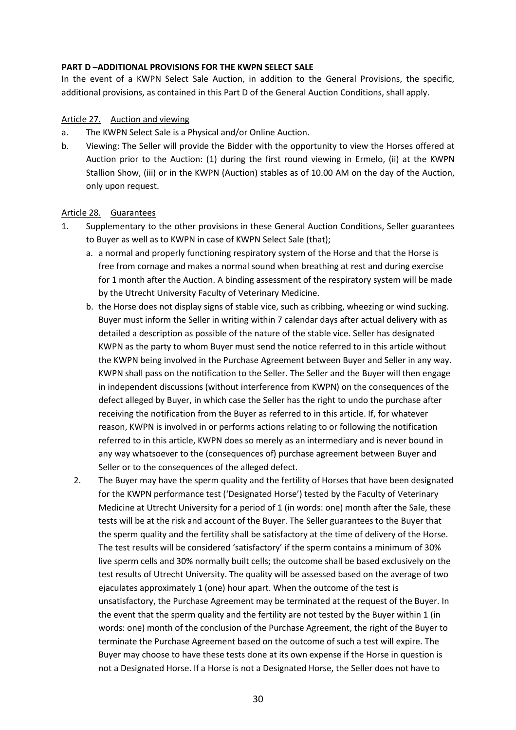**PART D –ADDITIONAL PROVISIONS FOR THE KWPN SELECT SALE**

In the event of a KWPN Select Sale Auction, in addition to the General Provisions, the specific, additional provisions, as contained in this Part D of the General Auction Conditions, shall apply.

Article 27. Auction and viewing

a. The KWPN Select Sale is a Physical and/or Online Auction.
b. Viewing: The Seller will provide the Bidder with the opportunity to view the Horses offered at Auction prior to the Auction: (1) during the first round viewing in Ermelo, (ii) at the KWPN Stallion Show, (iii) or in the KWPN (Auction) stables as of 10.00 AM on the day of the Auction, only upon request.

Article 28. Guarantees

1. Supplementary to the other provisions in these General Auction Conditions, Seller guarantees to Buyer as well as to KWPN in case of KWPN Select Sale (that);
   a. a normal and properly functioning respiratory system of the Horse and that the Horse is free from cornage and makes a normal sound when breathing at rest and during exercise for 1 month after the Auction. A binding assessment of the respiratory system will be made by the Utrecht University Faculty of Veterinary Medicine.
   b. the Horse does not display signs of stable vice, such as cribbing, wheezing or wind sucking. Buyer must inform the Seller in writing within 7 calendar days after actual delivery with as detailed a description as possible of the nature of the stable vice. Seller has designated KWPN as the party to whom Buyer must send the notice referred to in this article without the KWPN being involved in the Purchase Agreement between Buyer and Seller in any way. KWPN shall pass on the notification to the Seller. The Seller and the Buyer will then engage in independent discussions (without interference from KWPN) on the consequences of the defect alleged by Buyer, in which case the Seller has the right to undo the purchase after receiving the notification from the Buyer as referred to in this article. If, for whatever reason, KWPN is involved in or performs actions relating to or following the notification referred to in this article, KWPN does so merely as an intermediary and is never bound in any way whatsoever to the (consequences of) purchase agreement between Buyer and Seller or to the consequences of the alleged defect.
2. The Buyer may have the sperm quality and the fertility of Horses that have been designated for the KWPN performance test ('Designated Horse') tested by the Faculty of Veterinary Medicine at Utrecht University for a period of 1 (in words: one) month after the Sale, these tests will be at the risk and account of the Buyer. The Seller guarantees to the Buyer that the sperm quality and the fertility shall be satisfactory at the time of delivery of the Horse. The test results will be considered 'satisfactory' if the sperm contains a minimum of 30% live sperm cells and 30% normally built cells; the outcome shall be based exclusively on the test results of Utrecht University. The quality will be assessed based on the average of two ejaculates approximately 1 (one) hour apart. When the outcome of the test is unsatisfactory, the Purchase Agreement may be terminated at the request of the Buyer. In the event that the sperm quality and the fertility are not tested by the Buyer within 1 (in words: one) month of the conclusion of the Purchase Agreement, the right of the Buyer to terminate the Purchase Agreement based on the outcome of such a test will expire. The Buyer may choose to have these tests done at its own expense if the Horse in question is not a Designated Horse. If a Horse is not a Designated Horse, the Seller does not have to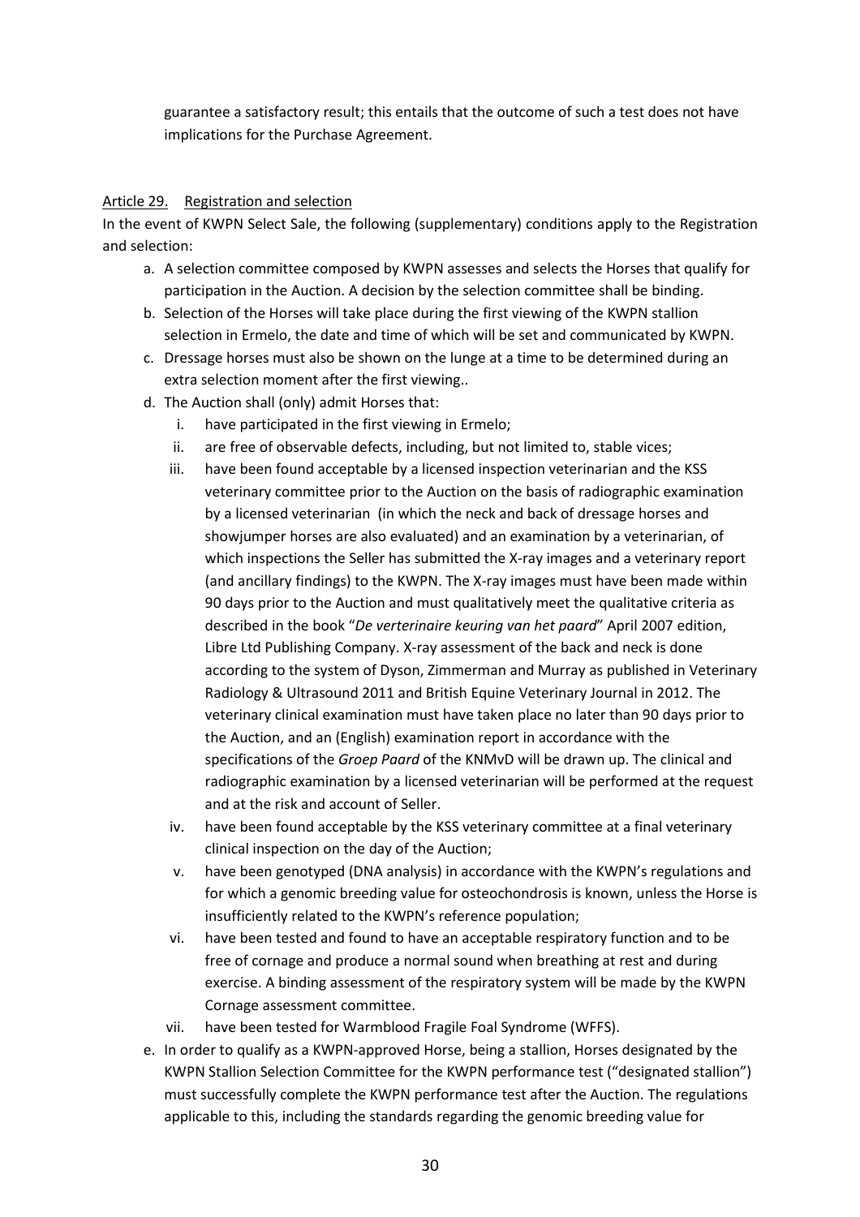guarantee a satisfactory result; this entails that the outcome of such a test does not have implications for the Purchase Agreement.

Article 29. Registration and selection

In the event of KWPN Select Sale, the following (supplementary) conditions apply to the Registration and selection:

a. A selection committee composed by KWPN assesses and selects the Horses that qualify for participation in the Auction. A decision by the selection committee shall be binding.
b. Selection of the Horses will take place during the first viewing of the KWPN stallion selection in Ermelo, the date and time of which will be set and communicated by KWPN.
c. Dressage horses must also be shown on the lunge at a time to be determined during an extra selection moment after the first viewing..
d. The Auction shall (only) admit Horses that:
   i. have participated in the first viewing in Ermelo;
   ii. are free of observable defects, including, but not limited to, stable vices;
   iii. have been found acceptable by a licensed inspection veterinarian and the KSS veterinary committee prior to the Auction on the basis of radiographic examination by a licensed veterinarian (in which the neck and back of dressage horses and showjumper horses are also evaluated) and an examination by a veterinarian, of which inspections the Seller has submitted the X-ray images and a veterinary report (and ancillary findings) to the KWPN. The X-ray images must have been made within 90 days prior to the Auction and must qualitatively meet the qualitative criteria as described in the book "*De verterinaire keuring van het paard*" April 2007 edition, Libre Ltd Publishing Company. X-ray assessment of the back and neck is done according to the system of Dyson, Zimmerman and Murray as published in Veterinary Radiology & Ultrasound 2011 and British Equine Veterinary Journal in 2012. The veterinary clinical examination must have taken place no later than 90 days prior to the Auction, and an (English) examination report in accordance with the specifications of the *Groep Paard* of the KNMvD will be drawn up. The clinical and radiographic examination by a licensed veterinarian will be performed at the request and at the risk and account of Seller.
   iv. have been found acceptable by the KSS veterinary committee at a final veterinary clinical inspection on the day of the Auction;
   v. have been genotyped (DNA analysis) in accordance with the KWPN's regulations and for which a genomic breeding value for osteochondrosis is known, unless the Horse is insufficiently related to the KWPN's reference population;
   vi. have been tested and found to have an acceptable respiratory function and to be free of cornage and produce a normal sound when breathing at rest and during exercise. A binding assessment of the respiratory system will be made by the KWPN Cornage assessment committee.
   vii. have been tested for Warmblood Fragile Foal Syndrome (WFFS).
e. In order to qualify as a KWPN-approved Horse, being a stallion, Horses designated by the KWPN Stallion Selection Committee for the KWPN performance test ("designated stallion") must successfully complete the KWPN performance test after the Auction. The regulations applicable to this, including the standards regarding the genomic breeding value for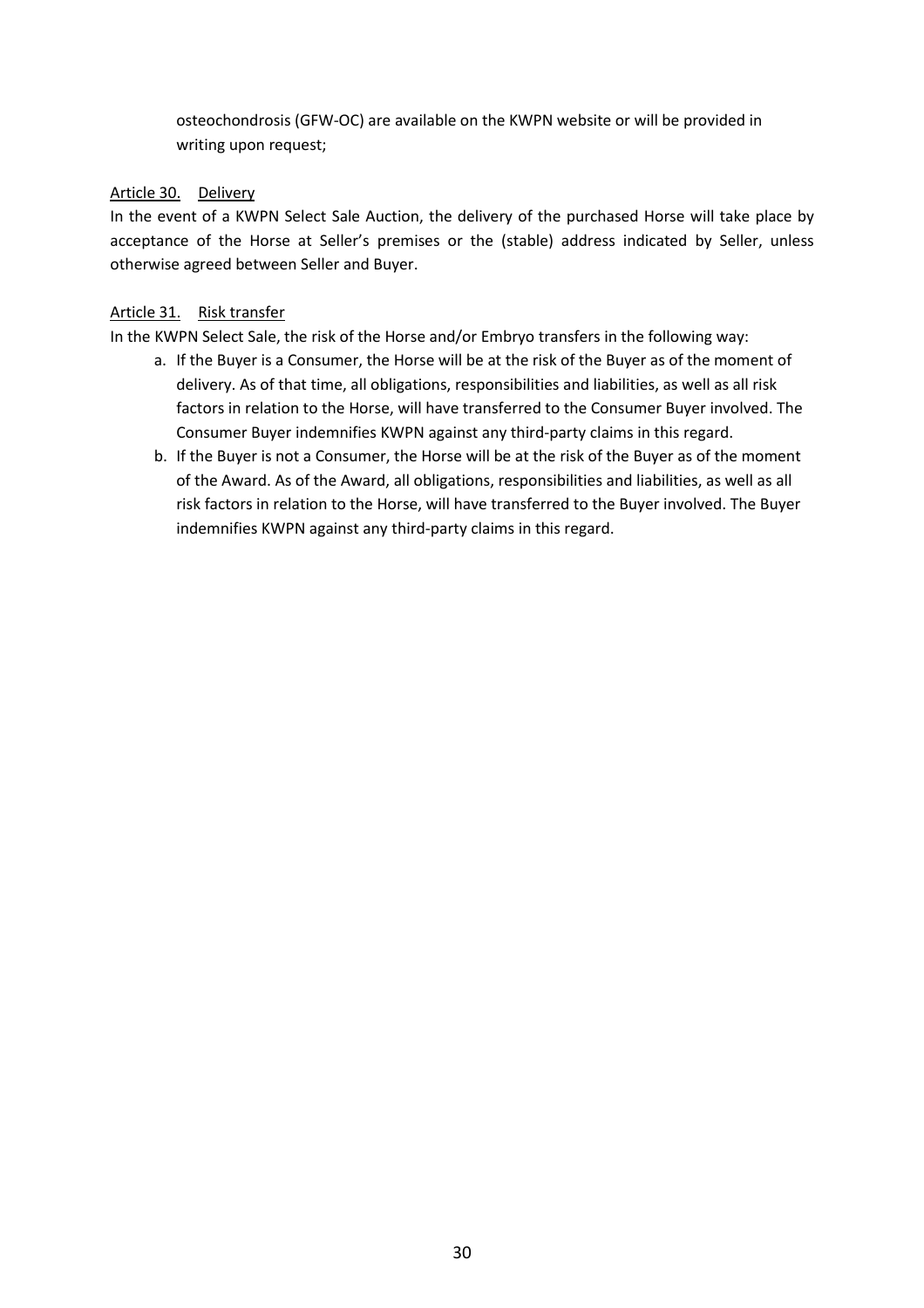osteochondrosis (GFW-OC) are available on the KWPN website or will be provided in writing upon request;

### Article 30. Delivery

In the event of a KWPN Select Sale Auction, the delivery of the purchased Horse will take place by acceptance of the Horse at Seller's premises or the (stable) address indicated by Seller, unless otherwise agreed between Seller and Buyer.

### Article 31. Risk transfer

In the KWPN Select Sale, the risk of the Horse and/or Embryo transfers in the following way:

a. If the Buyer is a Consumer, the Horse will be at the risk of the Buyer as of the moment of delivery. As of that time, all obligations, responsibilities and liabilities, as well as all risk factors in relation to the Horse, will have transferred to the Consumer Buyer involved. The Consumer Buyer indemnifies KWPN against any third-party claims in this regard.
b. If the Buyer is not a Consumer, the Horse will be at the risk of the Buyer as of the moment of the Award. As of the Award, all obligations, responsibilities and liabilities, as well as all risk factors in relation to the Horse, will have transferred to the Buyer involved. The Buyer indemnifies KWPN against any third-party claims in this regard.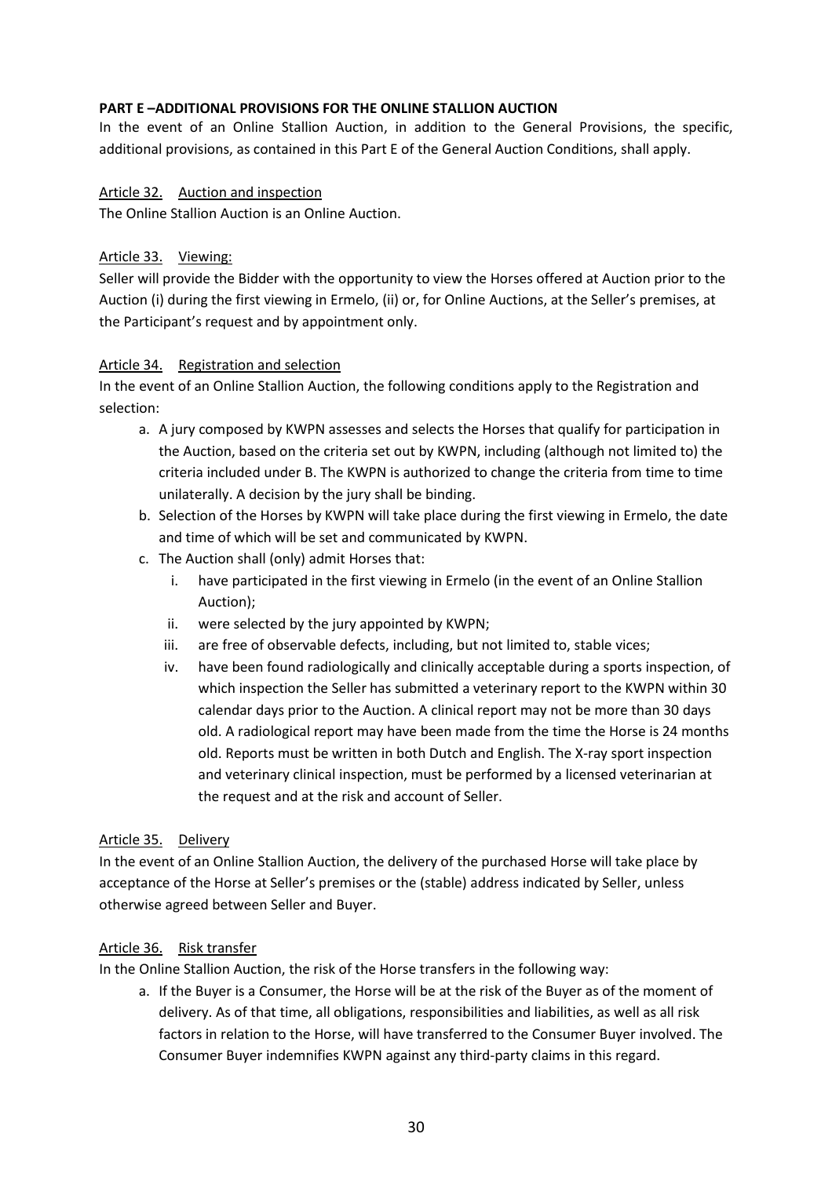**PART E –ADDITIONAL PROVISIONS FOR THE ONLINE STALLION AUCTION**

In the event of an Online Stallion Auction, in addition to the General Provisions, the specific, additional provisions, as contained in this Part E of the General Auction Conditions, shall apply.

Article 32. Auction and inspection

The Online Stallion Auction is an Online Auction.

Article 33. Viewing:

Seller will provide the Bidder with the opportunity to view the Horses offered at Auction prior to the Auction (i) during the first viewing in Ermelo, (ii) or, for Online Auctions, at the Seller's premises, at the Participant's request and by appointment only.

Article 34. Registration and selection

In the event of an Online Stallion Auction, the following conditions apply to the Registration and selection:

a. A jury composed by KWPN assesses and selects the Horses that qualify for participation in the Auction, based on the criteria set out by KWPN, including (although not limited to) the criteria included under B. The KWPN is authorized to change the criteria from time to time unilaterally. A decision by the jury shall be binding.
b. Selection of the Horses by KWPN will take place during the first viewing in Ermelo, the date and time of which will be set and communicated by KWPN.
c. The Auction shall (only) admit Horses that:
    i. have participated in the first viewing in Ermelo (in the event of an Online Stallion Auction);
    ii. were selected by the jury appointed by KWPN;
    iii. are free of observable defects, including, but not limited to, stable vices;
    iv. have been found radiologically and clinically acceptable during a sports inspection, of which inspection the Seller has submitted a veterinary report to the KWPN within 30 calendar days prior to the Auction. A clinical report may not be more than 30 days old. A radiological report may have been made from the time the Horse is 24 months old. Reports must be written in both Dutch and English. The X-ray sport inspection and veterinary clinical inspection, must be performed by a licensed veterinarian at the request and at the risk and account of Seller.

Article 35. Delivery

In the event of an Online Stallion Auction, the delivery of the purchased Horse will take place by acceptance of the Horse at Seller's premises or the (stable) address indicated by Seller, unless otherwise agreed between Seller and Buyer.

Article 36. Risk transfer

In the Online Stallion Auction, the risk of the Horse transfers in the following way:

a. If the Buyer is a Consumer, the Horse will be at the risk of the Buyer as of the moment of delivery. As of that time, all obligations, responsibilities and liabilities, as well as all risk factors in relation to the Horse, will have transferred to the Consumer Buyer involved. The Consumer Buyer indemnifies KWPN against any third-party claims in this regard.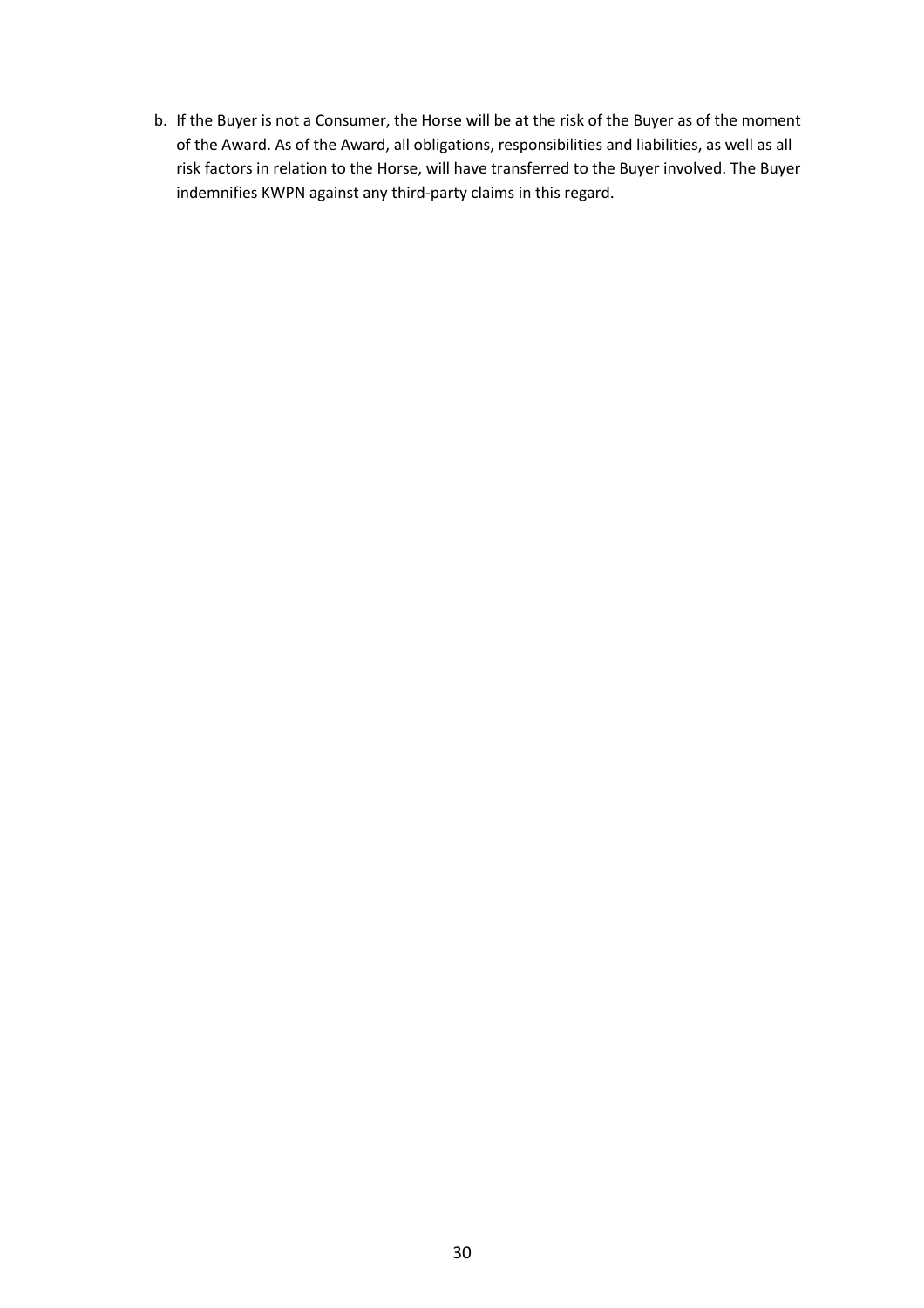b. If the Buyer is not a Consumer, the Horse will be at the risk of the Buyer as of the moment of the Award. As of the Award, all obligations, responsibilities and liabilities, as well as all risk factors in relation to the Horse, will have transferred to the Buyer involved. The Buyer indemnifies KWPN against any third-party claims in this regard.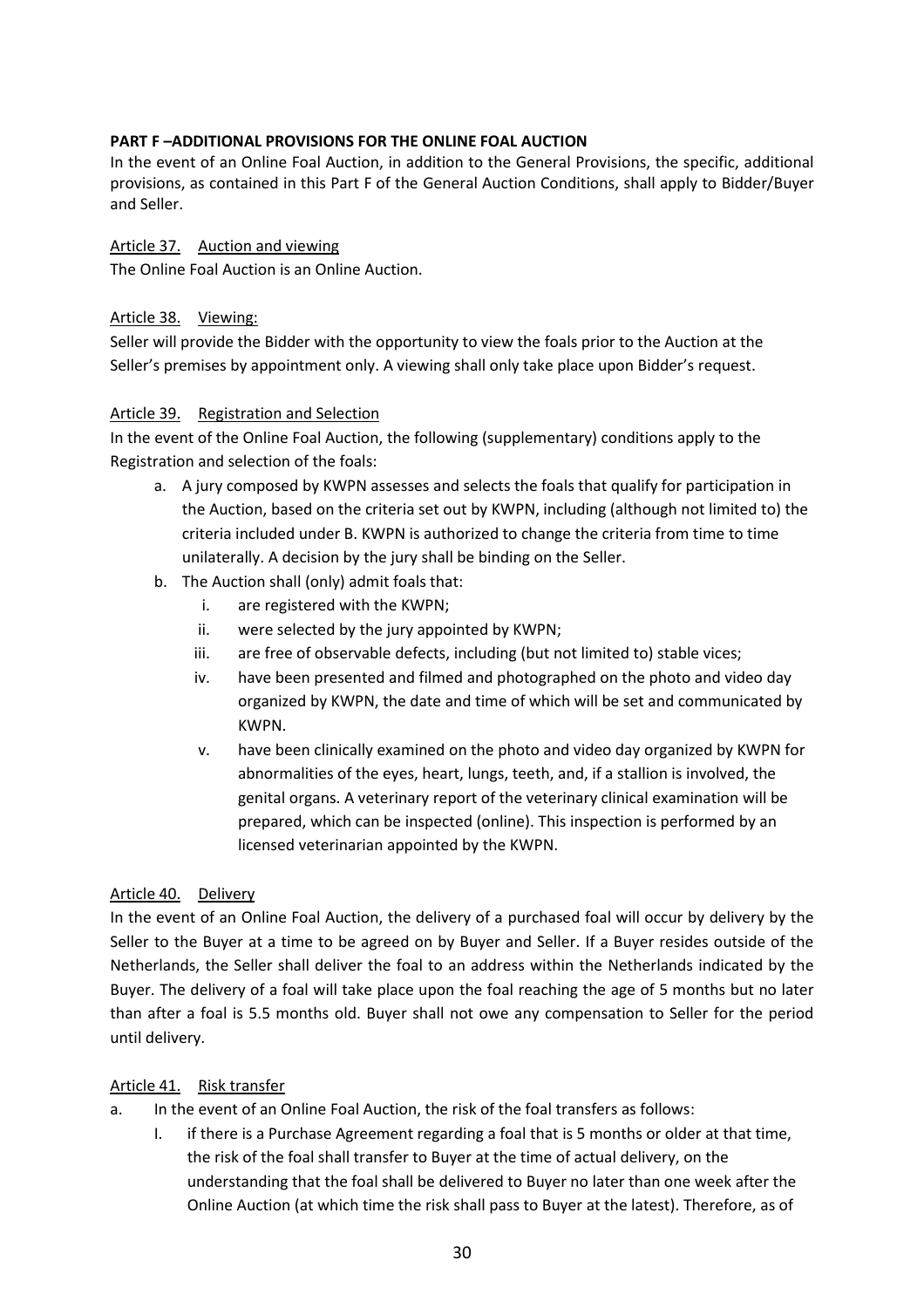**PART F –ADDITIONAL PROVISIONS FOR THE ONLINE FOAL AUCTION**

In the event of an Online Foal Auction, in addition to the General Provisions, the specific, additional provisions, as contained in this Part F of the General Auction Conditions, shall apply to Bidder/Buyer and Seller.

Article 37. Auction and viewing

The Online Foal Auction is an Online Auction.

Article 38. Viewing:

Seller will provide the Bidder with the opportunity to view the foals prior to the Auction at the Seller's premises by appointment only. A viewing shall only take place upon Bidder's request.

Article 39. Registration and Selection

In the event of the Online Foal Auction, the following (supplementary) conditions apply to the Registration and selection of the foals:

a. A jury composed by KWPN assesses and selects the foals that qualify for participation in the Auction, based on the criteria set out by KWPN, including (although not limited to) the criteria included under B. KWPN is authorized to change the criteria from time to time unilaterally. A decision by the jury shall be binding on the Seller.
b. The Auction shall (only) admit foals that:
    i. are registered with the KWPN;
    ii. were selected by the jury appointed by KWPN;
    iii. are free of observable defects, including (but not limited to) stable vices;
    iv. have been presented and filmed and photographed on the photo and video day organized by KWPN, the date and time of which will be set and communicated by KWPN.
    v. have been clinically examined on the photo and video day organized by KWPN for abnormalities of the eyes, heart, lungs, teeth, and, if a stallion is involved, the genital organs. A veterinary report of the veterinary clinical examination will be prepared, which can be inspected (online). This inspection is performed by an licensed veterinarian appointed by the KWPN.

Article 40. Delivery

In the event of an Online Foal Auction, the delivery of a purchased foal will occur by delivery by the Seller to the Buyer at a time to be agreed on by Buyer and Seller. If a Buyer resides outside of the Netherlands, the Seller shall deliver the foal to an address within the Netherlands indicated by the Buyer. The delivery of a foal will take place upon the foal reaching the age of 5 months but no later than after a foal is 5.5 months old. Buyer shall not owe any compensation to Seller for the period until delivery.

Article 41. Risk transfer

a. In the event of an Online Foal Auction, the risk of the foal transfers as follows:
    I. if there is a Purchase Agreement regarding a foal that is 5 months or older at that time, the risk of the foal shall transfer to Buyer at the time of actual delivery, on the understanding that the foal shall be delivered to Buyer no later than one week after the Online Auction (at which time the risk shall pass to Buyer at the latest). Therefore, as of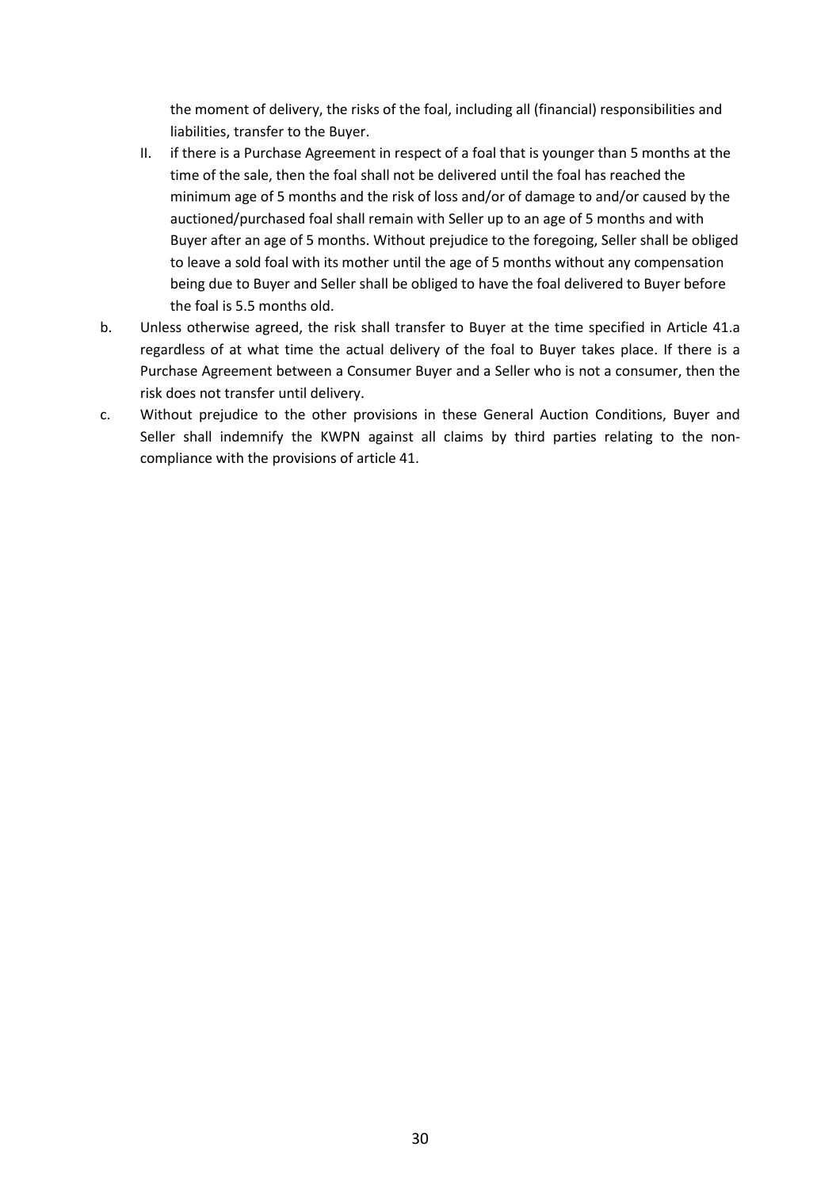the moment of delivery, the risks of the foal, including all (financial) responsibilities and liabilities, transfer to the Buyer.

II. if there is a Purchase Agreement in respect of a foal that is younger than 5 months at the time of the sale, then the foal shall not be delivered until the foal has reached the minimum age of 5 months and the risk of loss and/or of damage to and/or caused by the auctioned/purchased foal shall remain with Seller up to an age of 5 months and with Buyer after an age of 5 months. Without prejudice to the foregoing, Seller shall be obliged to leave a sold foal with its mother until the age of 5 months without any compensation being due to Buyer and Seller shall be obliged to have the foal delivered to Buyer before the foal is 5.5 months old.

b. Unless otherwise agreed, the risk shall transfer to Buyer at the time specified in Article 41.a regardless of at what time the actual delivery of the foal to Buyer takes place. If there is a Purchase Agreement between a Consumer Buyer and a Seller who is not a consumer, then the risk does not transfer until delivery.

c. Without prejudice to the other provisions in these General Auction Conditions, Buyer and Seller shall indemnify the KWPN against all claims by third parties relating to the non-compliance with the provisions of article 41.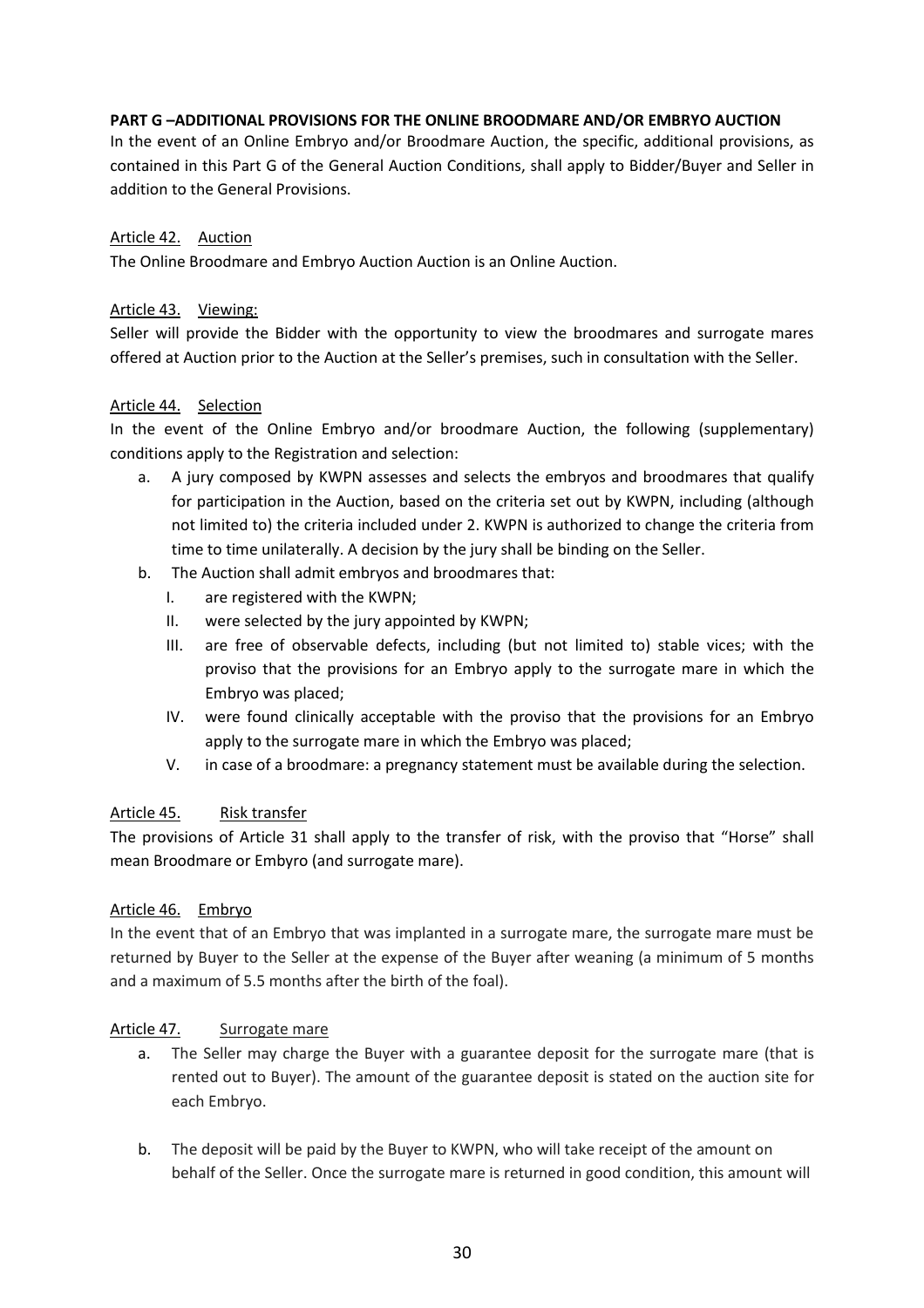**PART G –ADDITIONAL PROVISIONS FOR THE ONLINE BROODMARE AND/OR EMBRYO AUCTION**

In the event of an Online Embryo and/or Broodmare Auction, the specific, additional provisions, as contained in this Part G of the General Auction Conditions, shall apply to Bidder/Buyer and Seller in addition to the General Provisions.

Article 42. Auction

The Online Broodmare and Embryo Auction Auction is an Online Auction.

Article 43. Viewing:

Seller will provide the Bidder with the opportunity to view the broodmares and surrogate mares offered at Auction prior to the Auction at the Seller's premises, such in consultation with the Seller.

Article 44. Selection

In the event of the Online Embryo and/or broodmare Auction, the following (supplementary) conditions apply to the Registration and selection:

a. A jury composed by KWPN assesses and selects the embryos and broodmares that qualify for participation in the Auction, based on the criteria set out by KWPN, including (although not limited to) the criteria included under 2. KWPN is authorized to change the criteria from time to time unilaterally. A decision by the jury shall be binding on the Seller.
b. The Auction shall admit embryos and broodmares that:
   I. are registered with the KWPN;
   II. were selected by the jury appointed by KWPN;
   III. are free of observable defects, including (but not limited to) stable vices; with the proviso that the provisions for an Embryo apply to the surrogate mare in which the Embryo was placed;
   IV. were found clinically acceptable with the proviso that the provisions for an Embryo apply to the surrogate mare in which the Embryo was placed;
   V. in case of a broodmare: a pregnancy statement must be available during the selection.

Article 45. Risk transfer

The provisions of Article 31 shall apply to the transfer of risk, with the proviso that "Horse" shall mean Broodmare or Embryo (and surrogate mare).

Article 46. Embryo

In the event that of an Embryo that was implanted in a surrogate mare, the surrogate mare must be returned by Buyer to the Seller at the expense of the Buyer after weaning (a minimum of 5 months and a maximum of 5.5 months after the birth of the foal).

Article 47. Surrogate mare

a. The Seller may charge the Buyer with a guarantee deposit for the surrogate mare (that is rented out to Buyer). The amount of the guarantee deposit is stated on the auction site for each Embryo.

b. The deposit will be paid by the Buyer to KWPN, who will take receipt of the amount on behalf of the Seller. Once the surrogate mare is returned in good condition, this amount will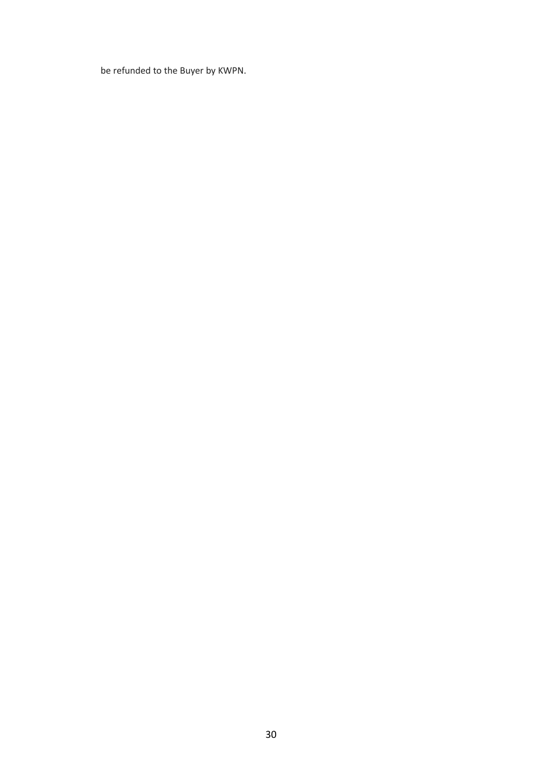be refunded to the Buyer by KWPN.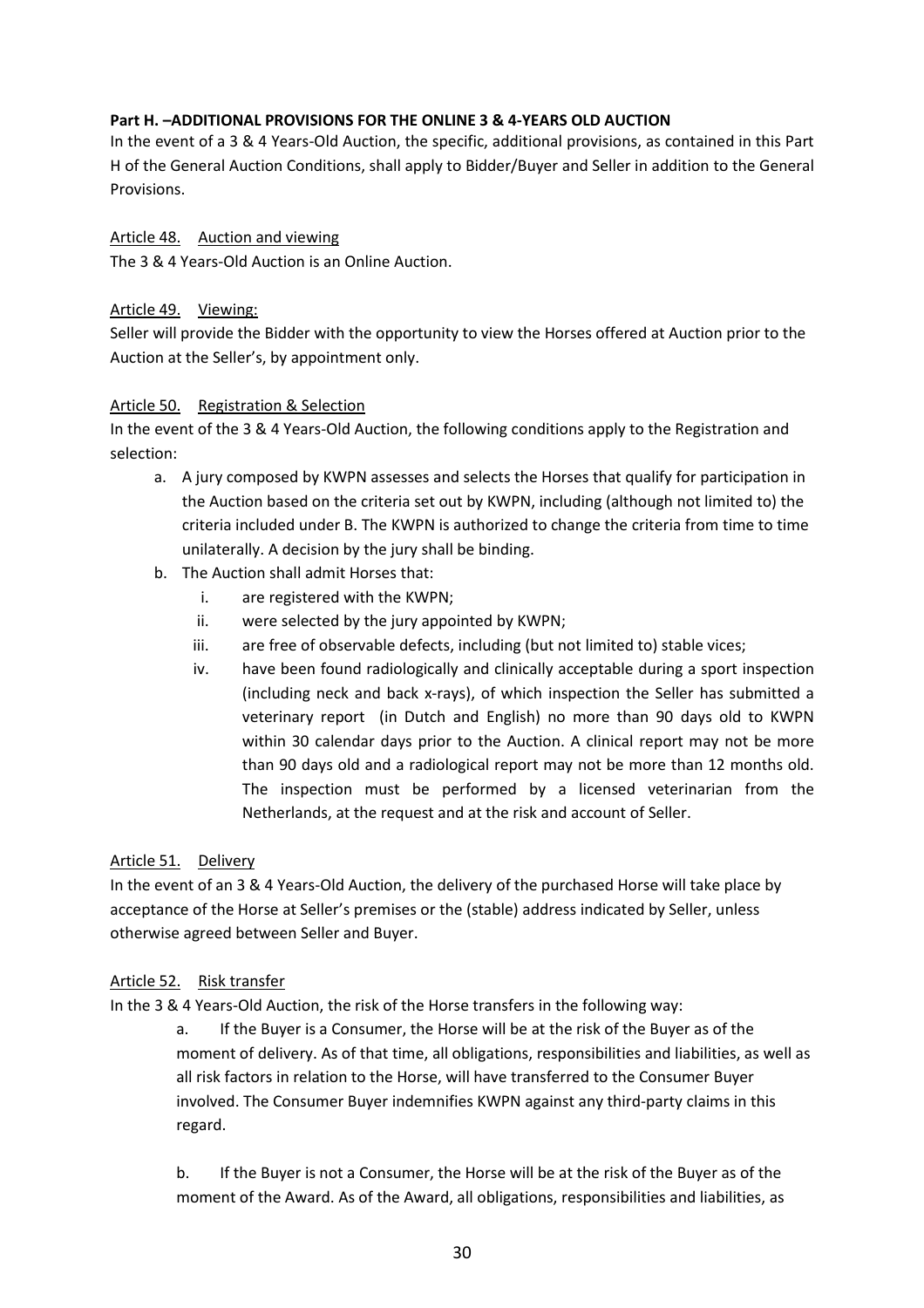**Part H. –ADDITIONAL PROVISIONS FOR THE ONLINE 3 & 4-YEARS OLD AUCTION**

In the event of a 3 & 4 Years-Old Auction, the specific, additional provisions, as contained in this Part H of the General Auction Conditions, shall apply to Bidder/Buyer and Seller in addition to the General Provisions.

Article 48. Auction and viewing

The 3 & 4 Years-Old Auction is an Online Auction.

Article 49. Viewing:

Seller will provide the Bidder with the opportunity to view the Horses offered at Auction prior to the Auction at the Seller's, by appointment only.

Article 50. Registration & Selection

In the event of the 3 & 4 Years-Old Auction, the following conditions apply to the Registration and selection:

a. A jury composed by KWPN assesses and selects the Horses that qualify for participation in the Auction based on the criteria set out by KWPN, including (although not limited to) the criteria included under B. The KWPN is authorized to change the criteria from time to time unilaterally. A decision by the jury shall be binding.
b. The Auction shall admit Horses that:
    i. are registered with the KWPN;
    ii. were selected by the jury appointed by KWPN;
    iii. are free of observable defects, including (but not limited to) stable vices;
    iv. have been found radiologically and clinically acceptable during a sport inspection (including neck and back x-rays), of which inspection the Seller has submitted a veterinary report (in Dutch and English) no more than 90 days old to KWPN within 30 calendar days prior to the Auction. A clinical report may not be more than 90 days old and a radiological report may not be more than 12 months old. The inspection must be performed by a licensed veterinarian from the Netherlands, at the request and at the risk and account of Seller.

Article 51. Delivery

In the event of an 3 & 4 Years-Old Auction, the delivery of the purchased Horse will take place by acceptance of the Horse at Seller's premises or the (stable) address indicated by Seller, unless otherwise agreed between Seller and Buyer.

Article 52. Risk transfer

In the 3 & 4 Years-Old Auction, the risk of the Horse transfers in the following way:

a. If the Buyer is a Consumer, the Horse will be at the risk of the Buyer as of the moment of delivery. As of that time, all obligations, responsibilities and liabilities, as well as all risk factors in relation to the Horse, will have transferred to the Consumer Buyer involved. The Consumer Buyer indemnifies KWPN against any third-party claims in this regard.

b. If the Buyer is not a Consumer, the Horse will be at the risk of the Buyer as of the moment of the Award. As of the Award, all obligations, responsibilities and liabilities, as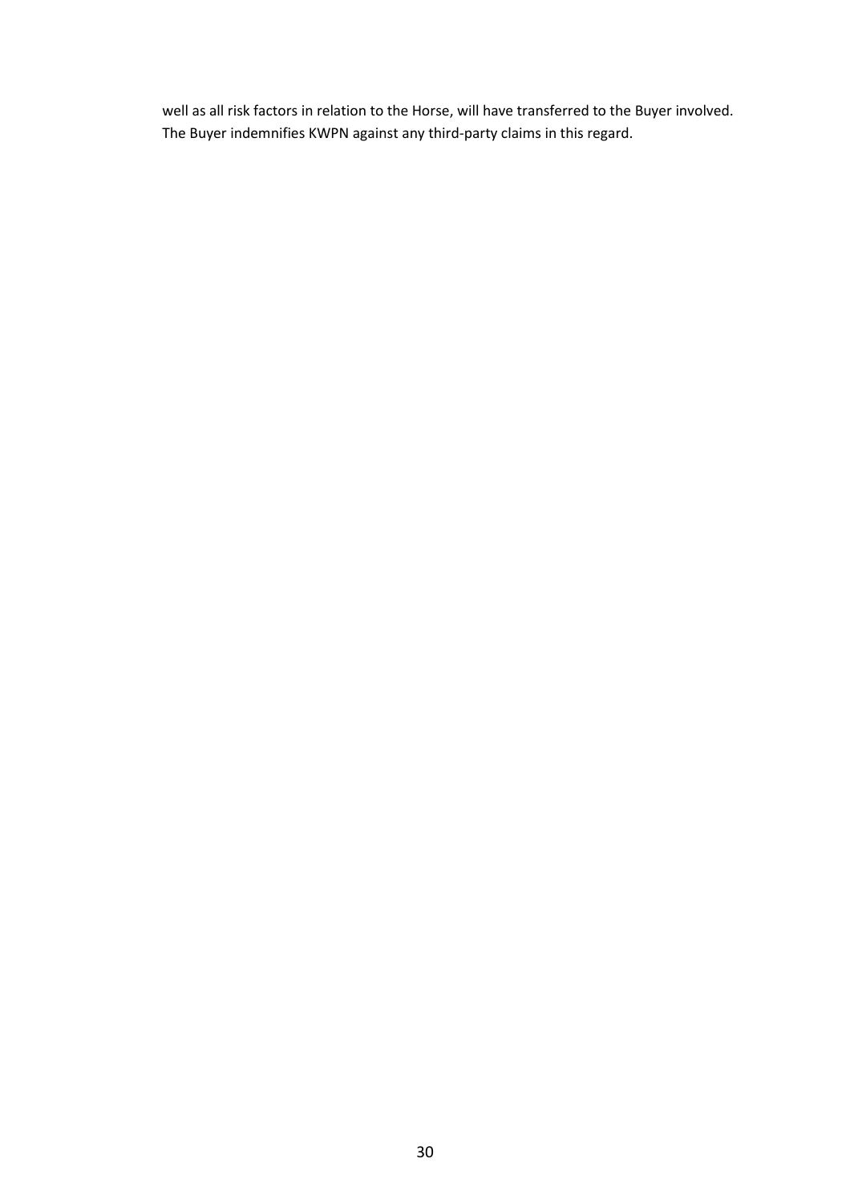well as all risk factors in relation to the Horse, will have transferred to the Buyer involved. The Buyer indemnifies KWPN against any third-party claims in this regard.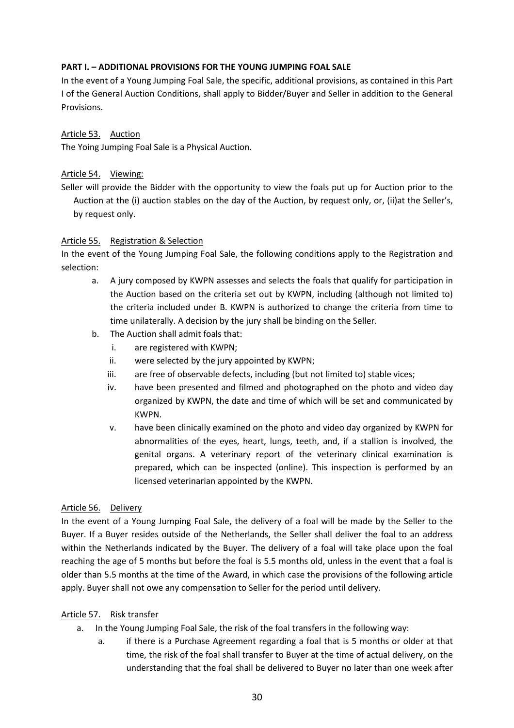**PART I. – ADDITIONAL PROVISIONS FOR THE YOUNG JUMPING FOAL SALE**

In the event of a Young Jumping Foal Sale, the specific, additional provisions, as contained in this Part I of the General Auction Conditions, shall apply to Bidder/Buyer and Seller in addition to the General Provisions.

Article 53. Auction

The Yoing Jumping Foal Sale is a Physical Auction.

Article 54. Viewing:

Seller will provide the Bidder with the opportunity to view the foals put up for Auction prior to the Auction at the (i) auction stables on the day of the Auction, by request only, or, (ii)at the Seller's, by request only.

Article 55. Registration & Selection

In the event of the Young Jumping Foal Sale, the following conditions apply to the Registration and selection:

a. A jury composed by KWPN assesses and selects the foals that qualify for participation in the Auction based on the criteria set out by KWPN, including (although not limited to) the criteria included under B. KWPN is authorized to change the criteria from time to time unilaterally. A decision by the jury shall be binding on the Seller.
b. The Auction shall admit foals that:
   i. are registered with KWPN;
   ii. were selected by the jury appointed by KWPN;
   iii. are free of observable defects, including (but not limited to) stable vices;
   iv. have been presented and filmed and photographed on the photo and video day organized by KWPN, the date and time of which will be set and communicated by KWPN.
   v. have been clinically examined on the photo and video day organized by KWPN for abnormalities of the eyes, heart, lungs, teeth, and, if a stallion is involved, the genital organs. A veterinary report of the veterinary clinical examination is prepared, which can be inspected (online). This inspection is performed by an licensed veterinarian appointed by the KWPN.

Article 56. Delivery

In the event of a Young Jumping Foal Sale, the delivery of a foal will be made by the Seller to the Buyer. If a Buyer resides outside of the Netherlands, the Seller shall deliver the foal to an address within the Netherlands indicated by the Buyer. The delivery of a foal will take place upon the foal reaching the age of 5 months but before the foal is 5.5 months old, unless in the event that a foal is older than 5.5 months at the time of the Award, in which case the provisions of the following article apply. Buyer shall not owe any compensation to Seller for the period until delivery.

Article 57. Risk transfer

a. In the Young Jumping Foal Sale, the risk of the foal transfers in the following way:
   a. if there is a Purchase Agreement regarding a foal that is 5 months or older at that time, the risk of the foal shall transfer to Buyer at the time of actual delivery, on the understanding that the foal shall be delivered to Buyer no later than one week after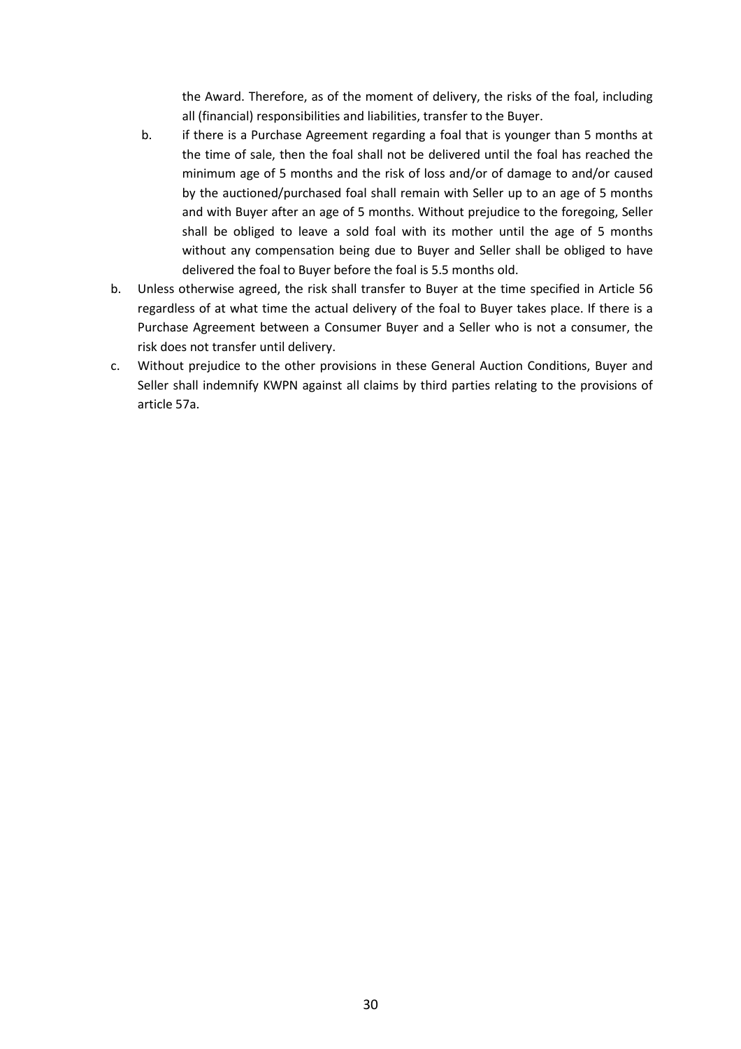the Award. Therefore, as of the moment of delivery, the risks of the foal, including all (financial) responsibilities and liabilities, transfer to the Buyer.

b. if there is a Purchase Agreement regarding a foal that is younger than 5 months at the time of sale, then the foal shall not be delivered until the foal has reached the minimum age of 5 months and the risk of loss and/or of damage to and/or caused by the auctioned/purchased foal shall remain with Seller up to an age of 5 months and with Buyer after an age of 5 months. Without prejudice to the foregoing, Seller shall be obliged to leave a sold foal with its mother until the age of 5 months without any compensation being due to Buyer and Seller shall be obliged to have delivered the foal to Buyer before the foal is 5.5 months old.

b. Unless otherwise agreed, the risk shall transfer to Buyer at the time specified in Article 56 regardless of at what time the actual delivery of the foal to Buyer takes place. If there is a Purchase Agreement between a Consumer Buyer and a Seller who is not a consumer, the risk does not transfer until delivery.

c. Without prejudice to the other provisions in these General Auction Conditions, Buyer and Seller shall indemnify KWPN against all claims by third parties relating to the provisions of article 57a.